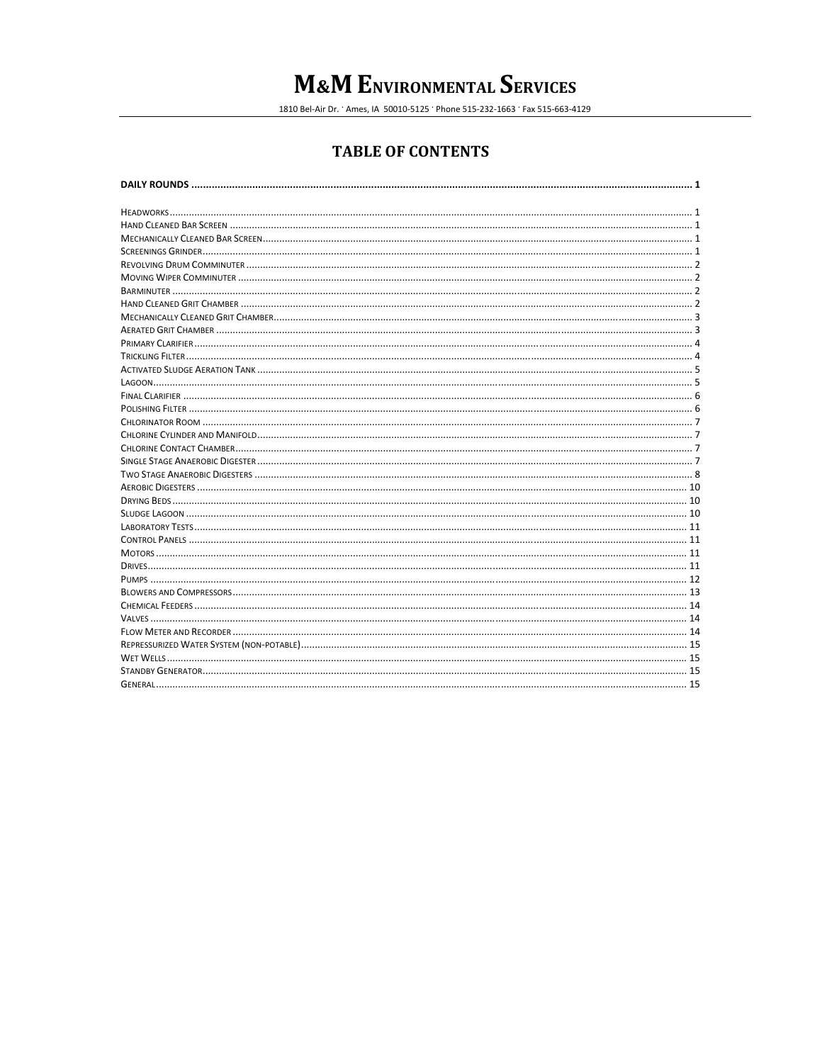# M&M Environmental Services

1810 Bel-Air Dr. · Ames, IA 50010-5125 · Phone 515-232-1663 · Fax 515-663-4129

## TABLE OF CONTENTS

**DAILY ROUNDS ........ 1**

Headworks ........ 1
Hand Cleaned Bar Screen ........ 1
Mechanically Cleaned Bar Screen ........ 1
Screenings Grinder ........ 1
Revolving Drum Comminuter ........ 2
Moving Wiper Comminuter ........ 2
Barminuter ........ 2
Hand Cleaned Grit Chamber ........ 2
Mechanically Cleaned Grit Chamber ........ 3
Aerated Grit Chamber ........ 3
Primary Clarifier ........ 4
Trickling Filter ........ 4
Activated Sludge Aeration Tank ........ 5
Lagoon ........ 5
Final Clarifier ........ 6
Polishing Filter ........ 6
Chlorinator Room ........ 7
Chlorine Cylinder and Manifold ........ 7
Chlorine Contact Chamber ........ 7
Single Stage Anaerobic Digester ........ 7
Two Stage Anaerobic Digesters ........ 8
Aerobic Digesters ........ 10
Drying Beds ........ 10
Sludge Lagoon ........ 10
Laboratory Tests ........ 11
Control Panels ........ 11
Motors ........ 11
Drives ........ 11
Pumps ........ 12
Blowers and Compressors ........ 13
Chemical Feeders ........ 14
Valves ........ 14
Flow Meter and Recorder ........ 14
Repressurized Water System (non-potable) ........ 15
Wet Wells ........ 15
Standby Generator ........ 15
General ........ 15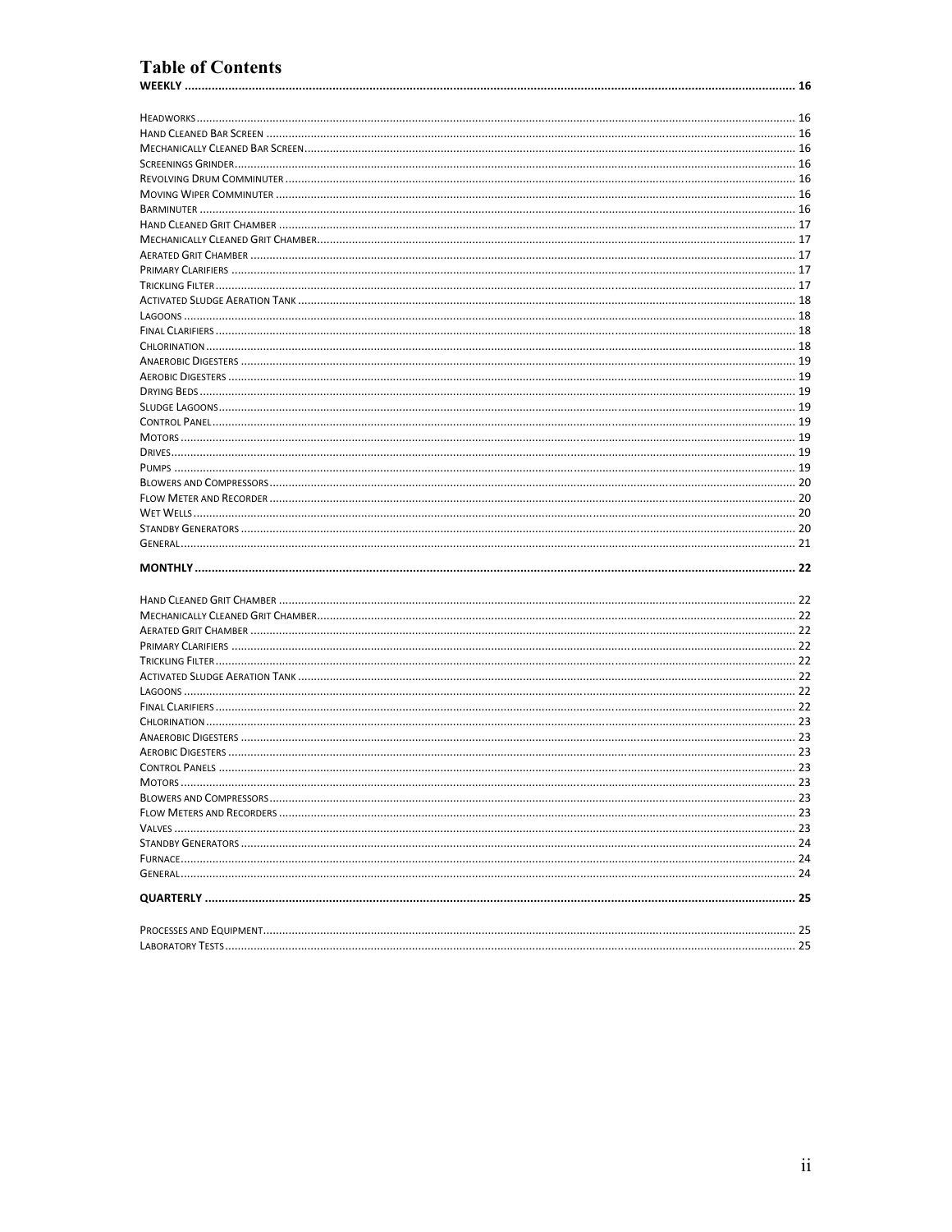# Table of Contents

**WEEKLY** ..... 16

- Headworks ..... 16
- Hand Cleaned Bar Screen ..... 16
- Mechanically Cleaned Bar Screen ..... 16
- Screenings Grinder ..... 16
- Revolving Drum Comminuter ..... 16
- Moving Wiper Comminuter ..... 16
- Barminuter ..... 16
- Hand Cleaned Grit Chamber ..... 17
- Mechanically Cleaned Grit Chamber ..... 17
- Aerated Grit Chamber ..... 17
- Primary Clarifiers ..... 17
- Trickling Filter ..... 17
- Activated Sludge Aeration Tank ..... 18
- Lagoons ..... 18
- Final Clarifiers ..... 18
- Chlorination ..... 18
- Anaerobic Digesters ..... 19
- Aerobic Digesters ..... 19
- Drying Beds ..... 19
- Sludge Lagoons ..... 19
- Control Panel ..... 19
- Motors ..... 19
- Drives ..... 19
- Pumps ..... 19
- Blowers and Compressors ..... 20
- Flow Meter and Recorder ..... 20
- Wet Wells ..... 20
- Standby Generators ..... 20
- General ..... 21

**MONTHLY** ..... 22

- Hand Cleaned Grit Chamber ..... 22
- Mechanically Cleaned Grit Chamber ..... 22
- Aerated Grit Chamber ..... 22
- Primary Clarifiers ..... 22
- Trickling Filter ..... 22
- Activated Sludge Aeration Tank ..... 22
- Lagoons ..... 22
- Final Clarifiers ..... 22
- Chlorination ..... 23
- Anaerobic Digesters ..... 23
- Aerobic Digesters ..... 23
- Control Panels ..... 23
- Motors ..... 23
- Blowers and Compressors ..... 23
- Flow Meters and Recorders ..... 23
- Valves ..... 23
- Standby Generators ..... 24
- Furnace ..... 24
- General ..... 24

**QUARTERLY** ..... 25

- Processes and Equipment ..... 25
- Laboratory Tests ..... 25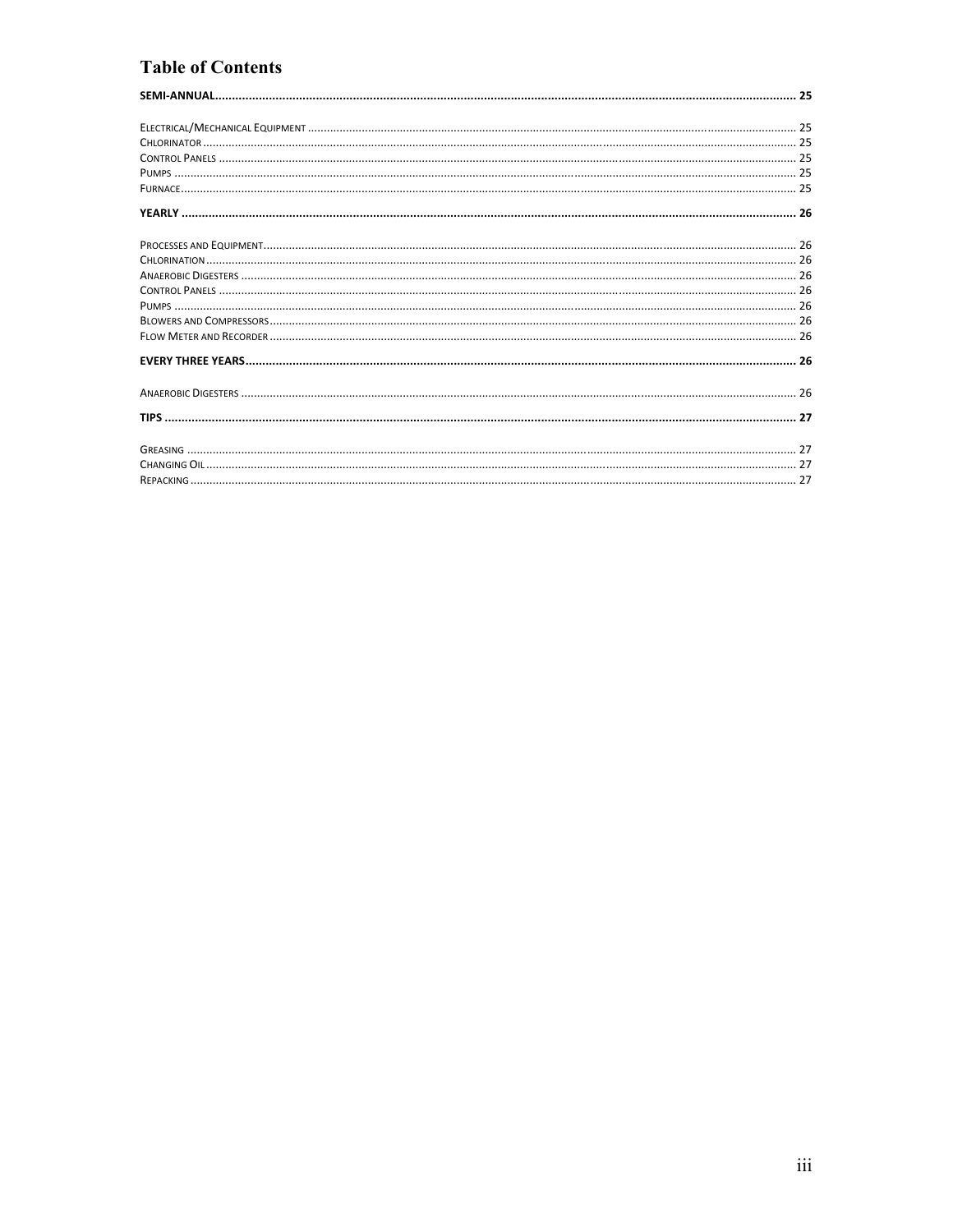# Table of Contents

**SEMI-ANNUAL** ........ 25

- Electrical/Mechanical Equipment ........ 25
- Chlorinator ........ 25
- Control Panels ........ 25
- Pumps ........ 25
- Furnace ........ 25

**YEARLY** ........ 26

- Processes and Equipment ........ 26
- Chlorination ........ 26
- Anaerobic Digesters ........ 26
- Control Panels ........ 26
- Pumps ........ 26
- Blowers and Compressors ........ 26
- Flow Meter and Recorder ........ 26

**EVERY THREE YEARS** ........ 26

- Anaerobic Digesters ........ 26

**TIPS** ........ 27

- Greasing ........ 27
- Changing Oil ........ 27
- Repacking ........ 27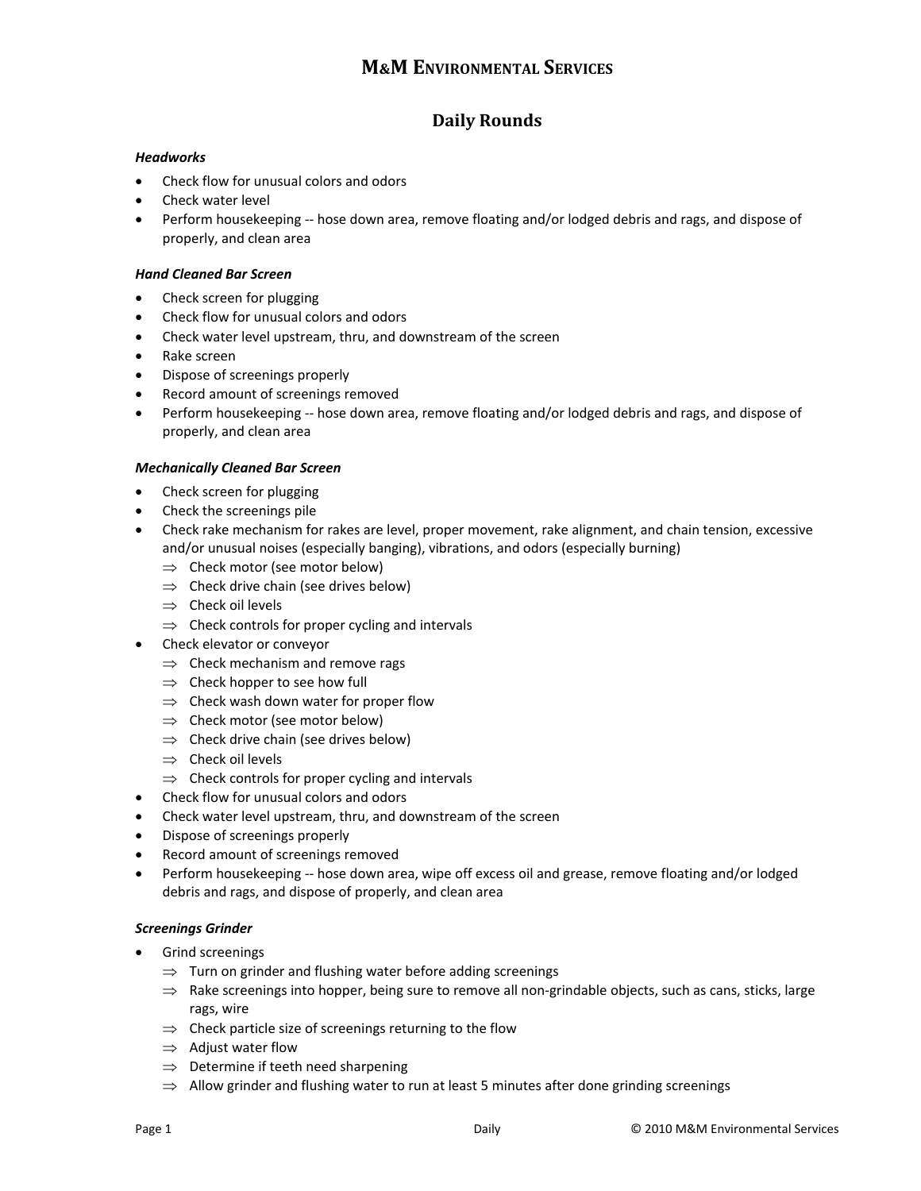# M&M Environmental Services

## Daily Rounds

***Headworks***

- Check flow for unusual colors and odors
- Check water level
- Perform housekeeping -- hose down area, remove floating and/or lodged debris and rags, and dispose of properly, and clean area

***Hand Cleaned Bar Screen***

- Check screen for plugging
- Check flow for unusual colors and odors
- Check water level upstream, thru, and downstream of the screen
- Rake screen
- Dispose of screenings properly
- Record amount of screenings removed
- Perform housekeeping -- hose down area, remove floating and/or lodged debris and rags, and dispose of properly, and clean area

***Mechanically Cleaned Bar Screen***

- Check screen for plugging
- Check the screenings pile
- Check rake mechanism for rakes are level, proper movement, rake alignment, and chain tension, excessive and/or unusual noises (especially banging), vibrations, and odors (especially burning)
  - ⇒ Check motor (see motor below)
  - ⇒ Check drive chain (see drives below)
  - ⇒ Check oil levels
  - ⇒ Check controls for proper cycling and intervals
- Check elevator or conveyor
  - ⇒ Check mechanism and remove rags
  - ⇒ Check hopper to see how full
  - ⇒ Check wash down water for proper flow
  - ⇒ Check motor (see motor below)
  - ⇒ Check drive chain (see drives below)
  - ⇒ Check oil levels
  - ⇒ Check controls for proper cycling and intervals
- Check flow for unusual colors and odors
- Check water level upstream, thru, and downstream of the screen
- Dispose of screenings properly
- Record amount of screenings removed
- Perform housekeeping -- hose down area, wipe off excess oil and grease, remove floating and/or lodged debris and rags, and dispose of properly, and clean area

***Screenings Grinder***

- Grind screenings
  - ⇒ Turn on grinder and flushing water before adding screenings
  - ⇒ Rake screenings into hopper, being sure to remove all non-grindable objects, such as cans, sticks, large rags, wire
  - ⇒ Check particle size of screenings returning to the flow
  - ⇒ Adjust water flow
  - ⇒ Determine if teeth need sharpening
  - ⇒ Allow grinder and flushing water to run at least 5 minutes after done grinding screenings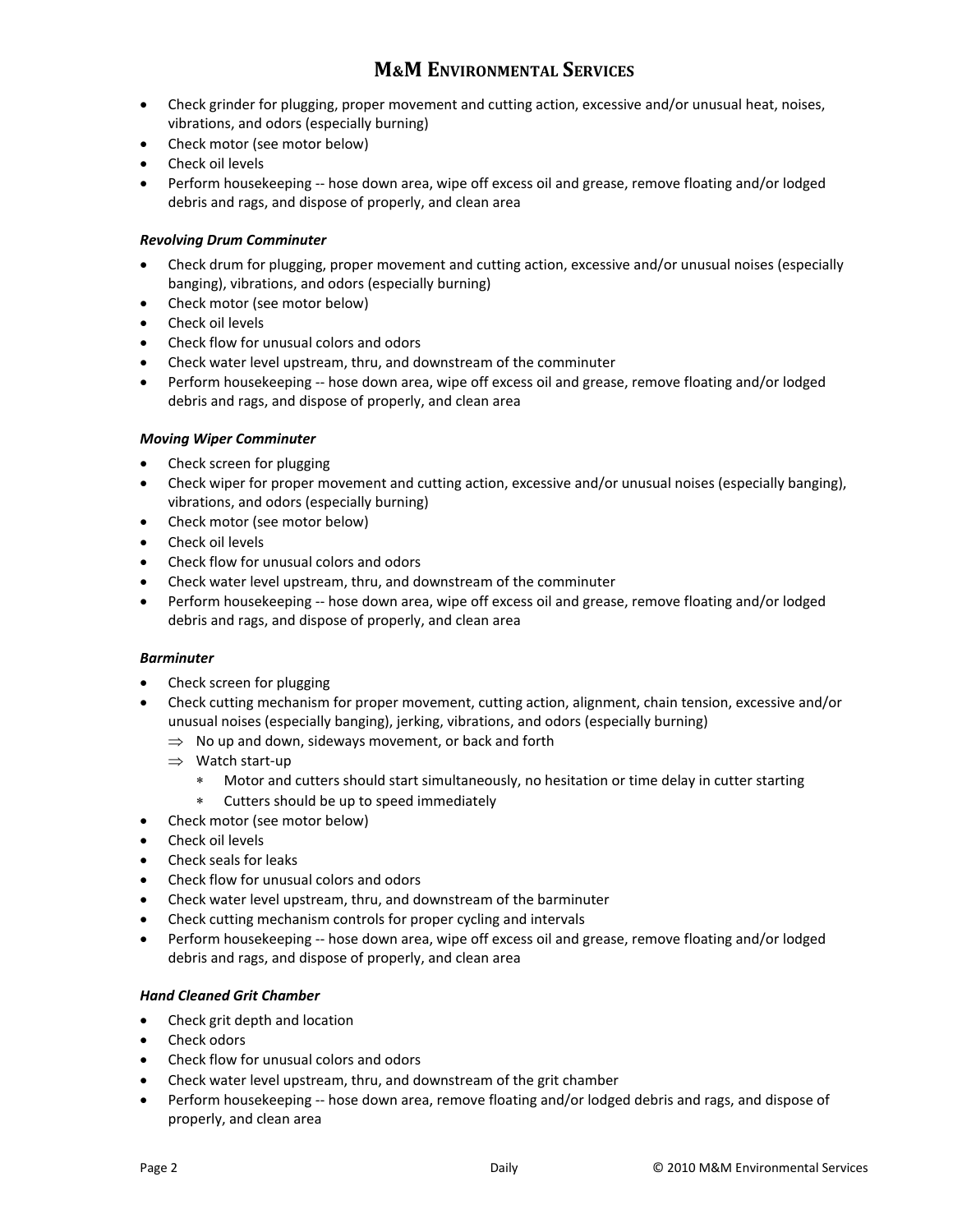- Check grinder for plugging, proper movement and cutting action, excessive and/or unusual heat, noises, vibrations, and odors (especially burning)
- Check motor (see motor below)
- Check oil levels
- Perform housekeeping -- hose down area, wipe off excess oil and grease, remove floating and/or lodged debris and rags, and dispose of properly, and clean area

***Revolving Drum Comminuter***

- Check drum for plugging, proper movement and cutting action, excessive and/or unusual noises (especially banging), vibrations, and odors (especially burning)
- Check motor (see motor below)
- Check oil levels
- Check flow for unusual colors and odors
- Check water level upstream, thru, and downstream of the comminuter
- Perform housekeeping -- hose down area, wipe off excess oil and grease, remove floating and/or lodged debris and rags, and dispose of properly, and clean area

***Moving Wiper Comminuter***

- Check screen for plugging
- Check wiper for proper movement and cutting action, excessive and/or unusual noises (especially banging), vibrations, and odors (especially burning)
- Check motor (see motor below)
- Check oil levels
- Check flow for unusual colors and odors
- Check water level upstream, thru, and downstream of the comminuter
- Perform housekeeping -- hose down area, wipe off excess oil and grease, remove floating and/or lodged debris and rags, and dispose of properly, and clean area

***Barminuter***

- Check screen for plugging
- Check cutting mechanism for proper movement, cutting action, alignment, chain tension, excessive and/or unusual noises (especially banging), jerking, vibrations, and odors (especially burning)
  - ⇒ No up and down, sideways movement, or back and forth
  - ⇒ Watch start-up
    - ∗ Motor and cutters should start simultaneously, no hesitation or time delay in cutter starting
    - ∗ Cutters should be up to speed immediately
- Check motor (see motor below)
- Check oil levels
- Check seals for leaks
- Check flow for unusual colors and odors
- Check water level upstream, thru, and downstream of the barminuter
- Check cutting mechanism controls for proper cycling and intervals
- Perform housekeeping -- hose down area, wipe off excess oil and grease, remove floating and/or lodged debris and rags, and dispose of properly, and clean area

***Hand Cleaned Grit Chamber***

- Check grit depth and location
- Check odors
- Check flow for unusual colors and odors
- Check water level upstream, thru, and downstream of the grit chamber
- Perform housekeeping -- hose down area, remove floating and/or lodged debris and rags, and dispose of properly, and clean area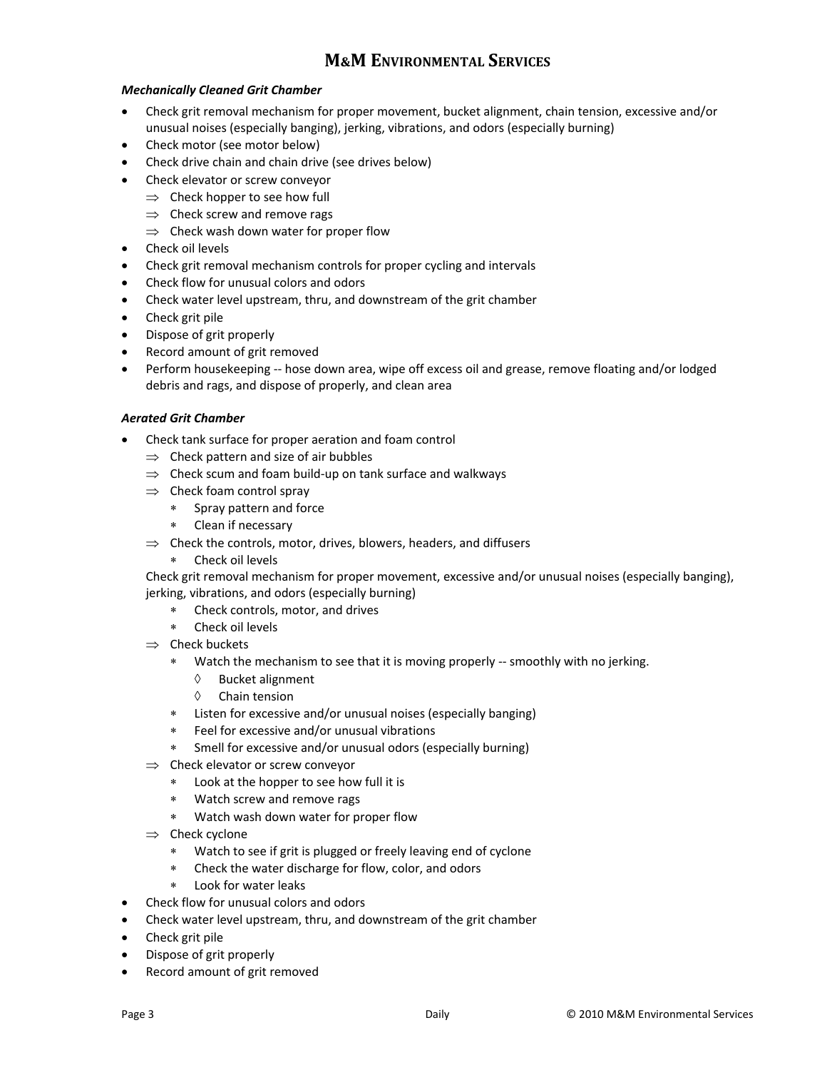## M&M Environmental Services

### *Mechanically Cleaned Grit Chamber*

- Check grit removal mechanism for proper movement, bucket alignment, chain tension, excessive and/or unusual noises (especially banging), jerking, vibrations, and odors (especially burning)
- Check motor (see motor below)
- Check drive chain and chain drive (see drives below)
- Check elevator or screw conveyor
  - ⇒ Check hopper to see how full
  - ⇒ Check screw and remove rags
  - ⇒ Check wash down water for proper flow
- Check oil levels
- Check grit removal mechanism controls for proper cycling and intervals
- Check flow for unusual colors and odors
- Check water level upstream, thru, and downstream of the grit chamber
- Check grit pile
- Dispose of grit properly
- Record amount of grit removed
- Perform housekeeping -- hose down area, wipe off excess oil and grease, remove floating and/or lodged debris and rags, and dispose of properly, and clean area

### *Aerated Grit Chamber*

- Check tank surface for proper aeration and foam control
  - ⇒ Check pattern and size of air bubbles
  - ⇒ Check scum and foam build-up on tank surface and walkways
  - ⇒ Check foam control spray
    - * Spray pattern and force
    - * Clean if necessary
  - ⇒ Check the controls, motor, drives, blowers, headers, and diffusers
    - * Check oil levels

  Check grit removal mechanism for proper movement, excessive and/or unusual noises (especially banging), jerking, vibrations, and odors (especially burning)
    - * Check controls, motor, and drives
    - * Check oil levels
  - ⇒ Check buckets
    - * Watch the mechanism to see that it is moving properly -- smoothly with no jerking.
      - ◊ Bucket alignment
      - ◊ Chain tension
    - * Listen for excessive and/or unusual noises (especially banging)
    - * Feel for excessive and/or unusual vibrations
    - * Smell for excessive and/or unusual odors (especially burning)
  - ⇒ Check elevator or screw conveyor
    - * Look at the hopper to see how full it is
    - * Watch screw and remove rags
    - * Watch wash down water for proper flow
  - ⇒ Check cyclone
    - * Watch to see if grit is plugged or freely leaving end of cyclone
    - * Check the water discharge for flow, color, and odors
    - * Look for water leaks
- Check flow for unusual colors and odors
- Check water level upstream, thru, and downstream of the grit chamber
- Check grit pile
- Dispose of grit properly
- Record amount of grit removed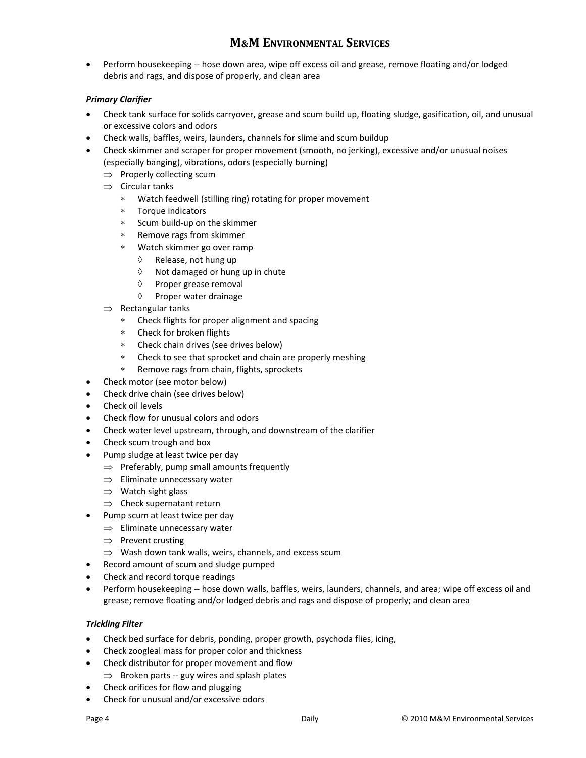- Perform housekeeping -- hose down area, wipe off excess oil and grease, remove floating and/or lodged debris and rags, and dispose of properly, and clean area

### *Primary Clarifier*

- Check tank surface for solids carryover, grease and scum build up, floating sludge, gasification, oil, and unusual or excessive colors and odors
- Check walls, baffles, weirs, launders, channels for slime and scum buildup
- Check skimmer and scraper for proper movement (smooth, no jerking), excessive and/or unusual noises (especially banging), vibrations, odors (especially burning)
  - ⇒ Properly collecting scum
  - ⇒ Circular tanks
    - Watch feedwell (stilling ring) rotating for proper movement
    - Torque indicators
    - Scum build-up on the skimmer
    - Remove rags from skimmer
    - Watch skimmer go over ramp
      - ◊ Release, not hung up
      - ◊ Not damaged or hung up in chute
      - ◊ Proper grease removal
      - ◊ Proper water drainage
  - ⇒ Rectangular tanks
    - Check flights for proper alignment and spacing
    - Check for broken flights
    - Check chain drives (see drives below)
    - Check to see that sprocket and chain are properly meshing
    - Remove rags from chain, flights, sprockets
- Check motor (see motor below)
- Check drive chain (see drives below)
- Check oil levels
- Check flow for unusual colors and odors
- Check water level upstream, through, and downstream of the clarifier
- Check scum trough and box
- Pump sludge at least twice per day
  - ⇒ Preferably, pump small amounts frequently
  - ⇒ Eliminate unnecessary water
  - ⇒ Watch sight glass
  - ⇒ Check supernatant return
- Pump scum at least twice per day
  - ⇒ Eliminate unnecessary water
  - ⇒ Prevent crusting
  - ⇒ Wash down tank walls, weirs, channels, and excess scum
- Record amount of scum and sludge pumped
- Check and record torque readings
- Perform housekeeping -- hose down walls, baffles, weirs, launders, channels, and area; wipe off excess oil and grease; remove floating and/or lodged debris and rags and dispose of properly; and clean area

### *Trickling Filter*

- Check bed surface for debris, ponding, proper growth, psychoda flies, icing,
- Check zoogleal mass for proper color and thickness
- Check distributor for proper movement and flow
  - ⇒ Broken parts -- guy wires and splash plates
- Check orifices for flow and plugging
- Check for unusual and/or excessive odors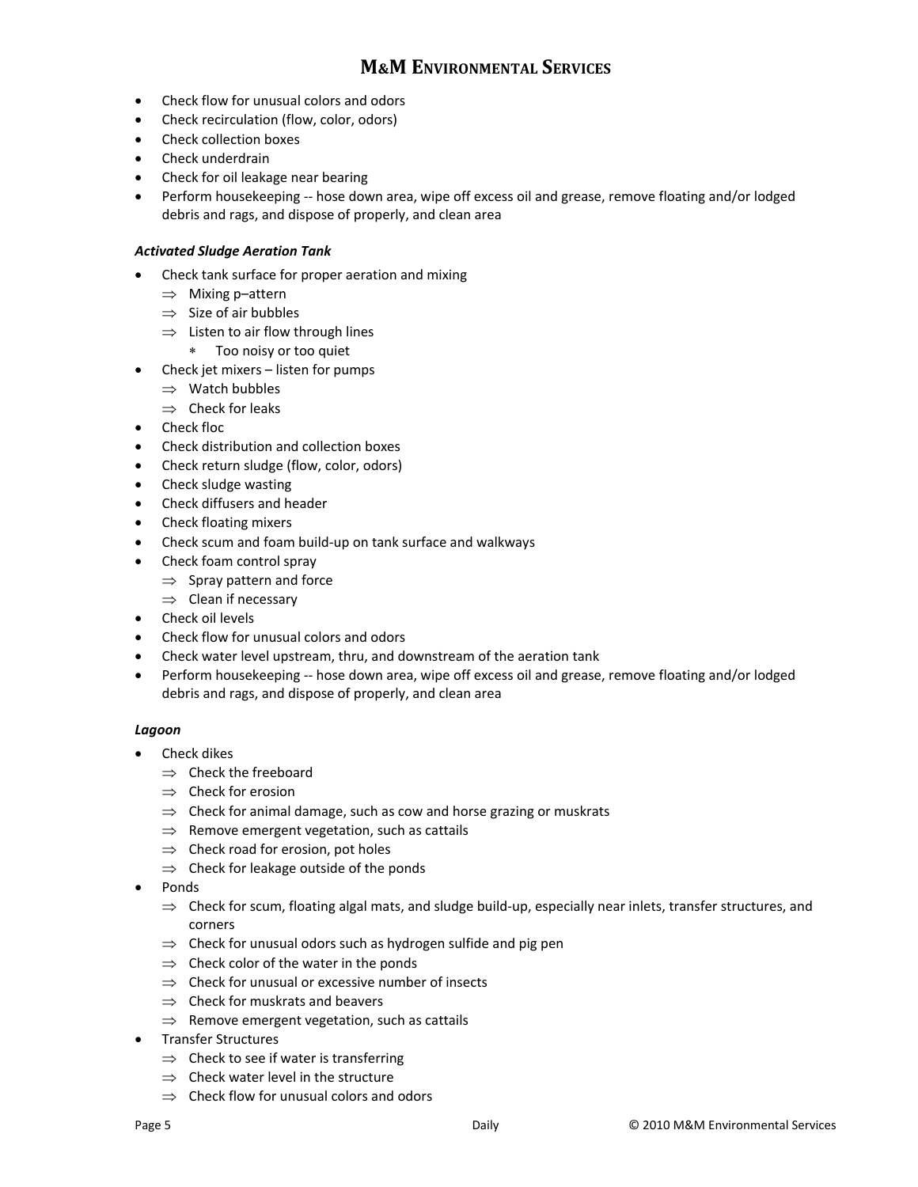- Check flow for unusual colors and odors
- Check recirculation (flow, color, odors)
- Check collection boxes
- Check underdrain
- Check for oil leakage near bearing
- Perform housekeeping -- hose down area, wipe off excess oil and grease, remove floating and/or lodged debris and rags, and dispose of properly, and clean area

***Activated Sludge Aeration Tank***

- Check tank surface for proper aeration and mixing
  - ⇒ Mixing p–attern
  - ⇒ Size of air bubbles
  - ⇒ Listen to air flow through lines
    - ∗ Too noisy or too quiet
- Check jet mixers – listen for pumps
  - ⇒ Watch bubbles
  - ⇒ Check for leaks
- Check floc
- Check distribution and collection boxes
- Check return sludge (flow, color, odors)
- Check sludge wasting
- Check diffusers and header
- Check floating mixers
- Check scum and foam build-up on tank surface and walkways
- Check foam control spray
  - ⇒ Spray pattern and force
  - ⇒ Clean if necessary
- Check oil levels
- Check flow for unusual colors and odors
- Check water level upstream, thru, and downstream of the aeration tank
- Perform housekeeping -- hose down area, wipe off excess oil and grease, remove floating and/or lodged debris and rags, and dispose of properly, and clean area

***Lagoon***

- Check dikes
  - ⇒ Check the freeboard
  - ⇒ Check for erosion
  - ⇒ Check for animal damage, such as cow and horse grazing or muskrats
  - ⇒ Remove emergent vegetation, such as cattails
  - ⇒ Check road for erosion, pot holes
  - ⇒ Check for leakage outside of the ponds
- Ponds
  - ⇒ Check for scum, floating algal mats, and sludge build-up, especially near inlets, transfer structures, and corners
  - ⇒ Check for unusual odors such as hydrogen sulfide and pig pen
  - ⇒ Check color of the water in the ponds
  - ⇒ Check for unusual or excessive number of insects
  - ⇒ Check for muskrats and beavers
  - ⇒ Remove emergent vegetation, such as cattails
- Transfer Structures
  - ⇒ Check to see if water is transferring
  - ⇒ Check water level in the structure
  - ⇒ Check flow for unusual colors and odors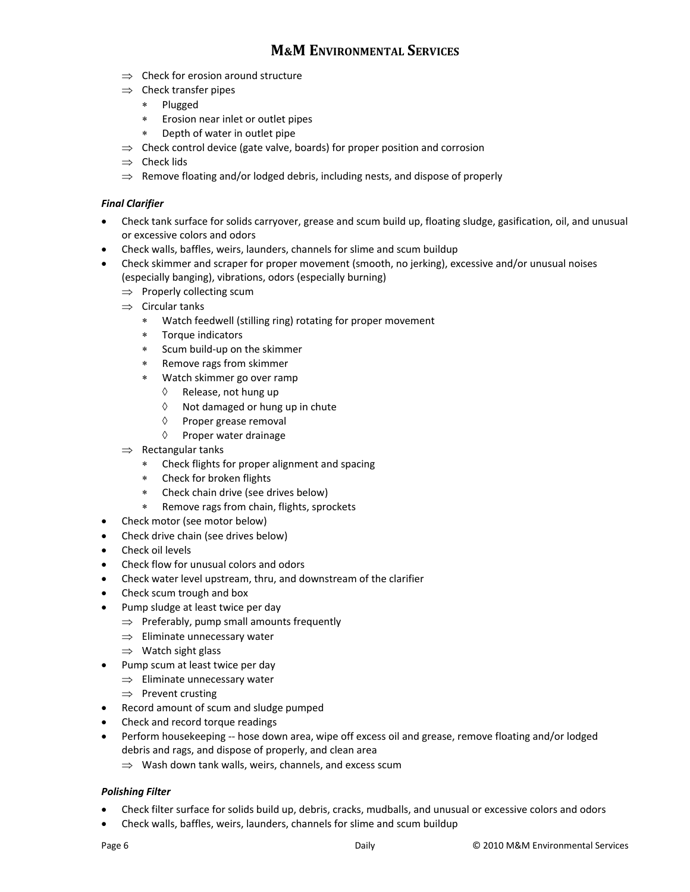- ⇒ Check for erosion around structure
- ⇒ Check transfer pipes
  - * Plugged
  - * Erosion near inlet or outlet pipes
  - * Depth of water in outlet pipe
- ⇒ Check control device (gate valve, boards) for proper position and corrosion
- ⇒ Check lids
- ⇒ Remove floating and/or lodged debris, including nests, and dispose of properly

***Final Clarifier***

- Check tank surface for solids carryover, grease and scum build up, floating sludge, gasification, oil, and unusual or excessive colors and odors
- Check walls, baffles, weirs, launders, channels for slime and scum buildup
- Check skimmer and scraper for proper movement (smooth, no jerking), excessive and/or unusual noises (especially banging), vibrations, odors (especially burning)
  - ⇒ Properly collecting scum
  - ⇒ Circular tanks
    - * Watch feedwell (stilling ring) rotating for proper movement
    - * Torque indicators
    - * Scum build-up on the skimmer
    - * Remove rags from skimmer
    - * Watch skimmer go over ramp
      - ◊ Release, not hung up
      - ◊ Not damaged or hung up in chute
      - ◊ Proper grease removal
      - ◊ Proper water drainage
  - ⇒ Rectangular tanks
    - * Check flights for proper alignment and spacing
    - * Check for broken flights
    - * Check chain drive (see drives below)
    - * Remove rags from chain, flights, sprockets
- Check motor (see motor below)
- Check drive chain (see drives below)
- Check oil levels
- Check flow for unusual colors and odors
- Check water level upstream, thru, and downstream of the clarifier
- Check scum trough and box
- Pump sludge at least twice per day
  - ⇒ Preferably, pump small amounts frequently
  - ⇒ Eliminate unnecessary water
  - ⇒ Watch sight glass
- Pump scum at least twice per day
  - ⇒ Eliminate unnecessary water
  - ⇒ Prevent crusting
- Record amount of scum and sludge pumped
- Check and record torque readings
- Perform housekeeping -- hose down area, wipe off excess oil and grease, remove floating and/or lodged debris and rags, and dispose of properly, and clean area
  - ⇒ Wash down tank walls, weirs, channels, and excess scum

***Polishing Filter***

- Check filter surface for solids build up, debris, cracks, mudballs, and unusual or excessive colors and odors
- Check walls, baffles, weirs, launders, channels for slime and scum buildup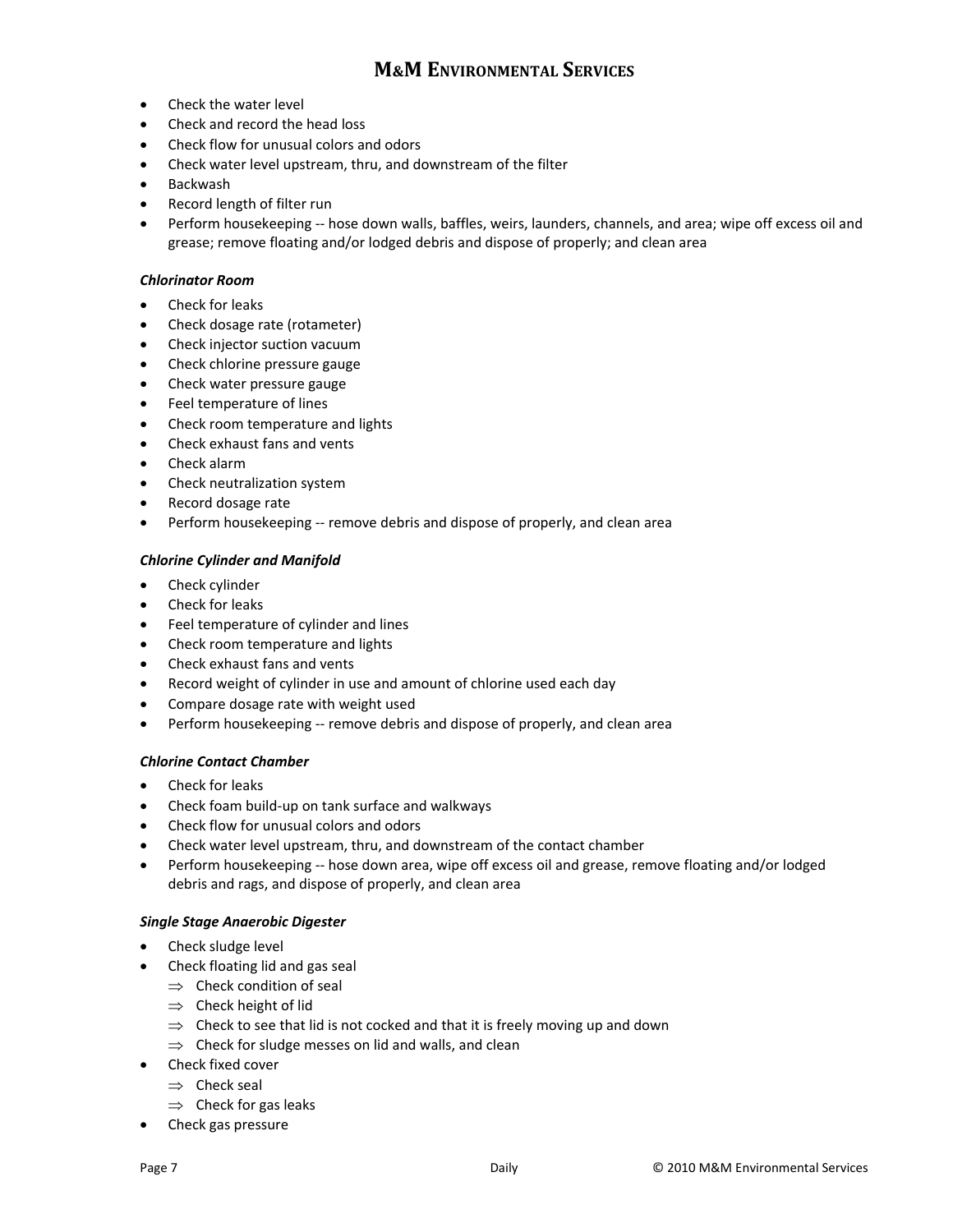- Check the water level
- Check and record the head loss
- Check flow for unusual colors and odors
- Check water level upstream, thru, and downstream of the filter
- Backwash
- Record length of filter run
- Perform housekeeping -- hose down walls, baffles, weirs, launders, channels, and area; wipe off excess oil and grease; remove floating and/or lodged debris and dispose of properly; and clean area

***Chlorinator Room***

- Check for leaks
- Check dosage rate (rotameter)
- Check injector suction vacuum
- Check chlorine pressure gauge
- Check water pressure gauge
- Feel temperature of lines
- Check room temperature and lights
- Check exhaust fans and vents
- Check alarm
- Check neutralization system
- Record dosage rate
- Perform housekeeping -- remove debris and dispose of properly, and clean area

***Chlorine Cylinder and Manifold***

- Check cylinder
- Check for leaks
- Feel temperature of cylinder and lines
- Check room temperature and lights
- Check exhaust fans and vents
- Record weight of cylinder in use and amount of chlorine used each day
- Compare dosage rate with weight used
- Perform housekeeping -- remove debris and dispose of properly, and clean area

***Chlorine Contact Chamber***

- Check for leaks
- Check foam build-up on tank surface and walkways
- Check flow for unusual colors and odors
- Check water level upstream, thru, and downstream of the contact chamber
- Perform housekeeping -- hose down area, wipe off excess oil and grease, remove floating and/or lodged debris and rags, and dispose of properly, and clean area

***Single Stage Anaerobic Digester***

- Check sludge level
- Check floating lid and gas seal
  - ⇒ Check condition of seal
  - ⇒ Check height of lid
  - ⇒ Check to see that lid is not cocked and that it is freely moving up and down
  - ⇒ Check for sludge messes on lid and walls, and clean
- Check fixed cover
  - ⇒ Check seal
  - ⇒ Check for gas leaks
- Check gas pressure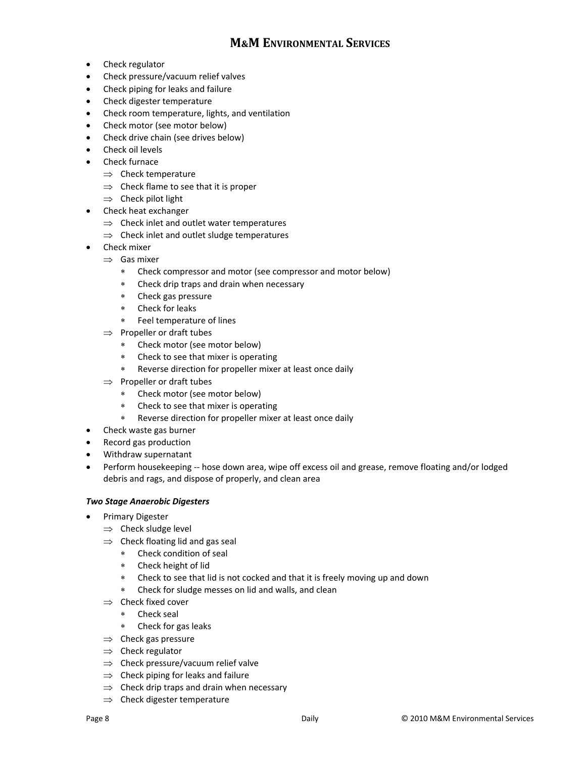- Check regulator
- Check pressure/vacuum relief valves
- Check piping for leaks and failure
- Check digester temperature
- Check room temperature, lights, and ventilation
- Check motor (see motor below)
- Check drive chain (see drives below)
- Check oil levels
- Check furnace
  - ⇒ Check temperature
  - ⇒ Check flame to see that it is proper
  - ⇒ Check pilot light
- Check heat exchanger
  - ⇒ Check inlet and outlet water temperatures
  - ⇒ Check inlet and outlet sludge temperatures
- Check mixer
  - ⇒ Gas mixer
    - ∗ Check compressor and motor (see compressor and motor below)
    - ∗ Check drip traps and drain when necessary
    - ∗ Check gas pressure
    - ∗ Check for leaks
    - ∗ Feel temperature of lines
  - ⇒ Propeller or draft tubes
    - ∗ Check motor (see motor below)
    - ∗ Check to see that mixer is operating
    - ∗ Reverse direction for propeller mixer at least once daily
  - ⇒ Propeller or draft tubes
    - ∗ Check motor (see motor below)
    - ∗ Check to see that mixer is operating
    - ∗ Reverse direction for propeller mixer at least once daily
- Check waste gas burner
- Record gas production
- Withdraw supernatant
- Perform housekeeping -- hose down area, wipe off excess oil and grease, remove floating and/or lodged debris and rags, and dispose of properly, and clean area

***Two Stage Anaerobic Digesters***

- Primary Digester
  - ⇒ Check sludge level
  - ⇒ Check floating lid and gas seal
    - ∗ Check condition of seal
    - ∗ Check height of lid
    - ∗ Check to see that lid is not cocked and that it is freely moving up and down
    - ∗ Check for sludge messes on lid and walls, and clean
  - ⇒ Check fixed cover
    - ∗ Check seal
    - ∗ Check for gas leaks
  - ⇒ Check gas pressure
  - ⇒ Check regulator
  - ⇒ Check pressure/vacuum relief valve
  - ⇒ Check piping for leaks and failure
  - ⇒ Check drip traps and drain when necessary
  - ⇒ Check digester temperature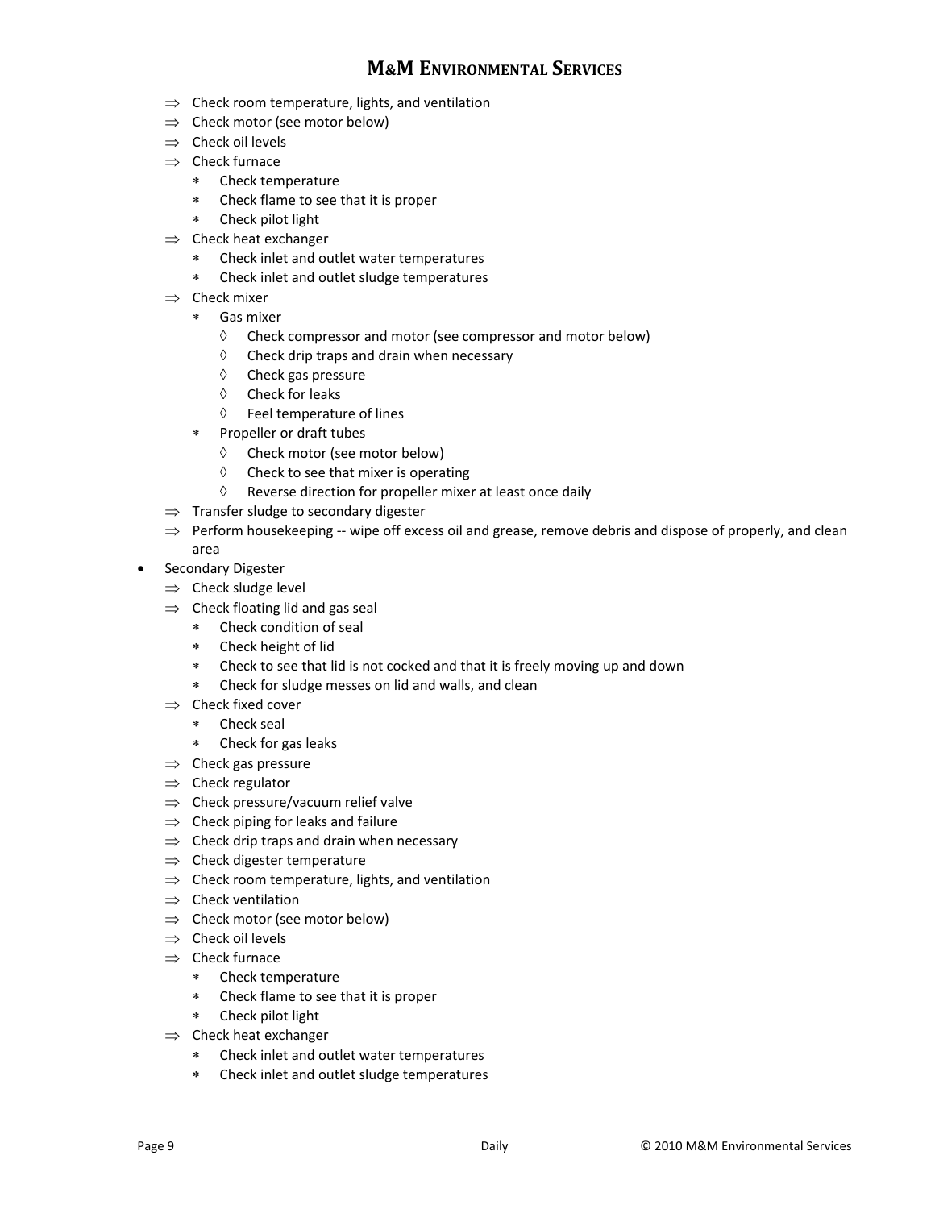- Check room temperature, lights, and ventilation
- Check motor (see motor below)
- Check oil levels
- Check furnace
  - Check temperature
  - Check flame to see that it is proper
  - Check pilot light
- Check heat exchanger
  - Check inlet and outlet water temperatures
  - Check inlet and outlet sludge temperatures
- Check mixer
  - Gas mixer
    - Check compressor and motor (see compressor and motor below)
    - Check drip traps and drain when necessary
    - Check gas pressure
    - Check for leaks
    - Feel temperature of lines
  - Propeller or draft tubes
    - Check motor (see motor below)
    - Check to see that mixer is operating
    - Reverse direction for propeller mixer at least once daily
- Transfer sludge to secondary digester
- Perform housekeeping -- wipe off excess oil and grease, remove debris and dispose of properly, and clean area

- Secondary Digester
  - Check sludge level
  - Check floating lid and gas seal
    - Check condition of seal
    - Check height of lid
    - Check to see that lid is not cocked and that it is freely moving up and down
    - Check for sludge messes on lid and walls, and clean
  - Check fixed cover
    - Check seal
    - Check for gas leaks
  - Check gas pressure
  - Check regulator
  - Check pressure/vacuum relief valve
  - Check piping for leaks and failure
  - Check drip traps and drain when necessary
  - Check digester temperature
  - Check room temperature, lights, and ventilation
  - Check ventilation
  - Check motor (see motor below)
  - Check oil levels
  - Check furnace
    - Check temperature
    - Check flame to see that it is proper
    - Check pilot light
  - Check heat exchanger
    - Check inlet and outlet water temperatures
    - Check inlet and outlet sludge temperatures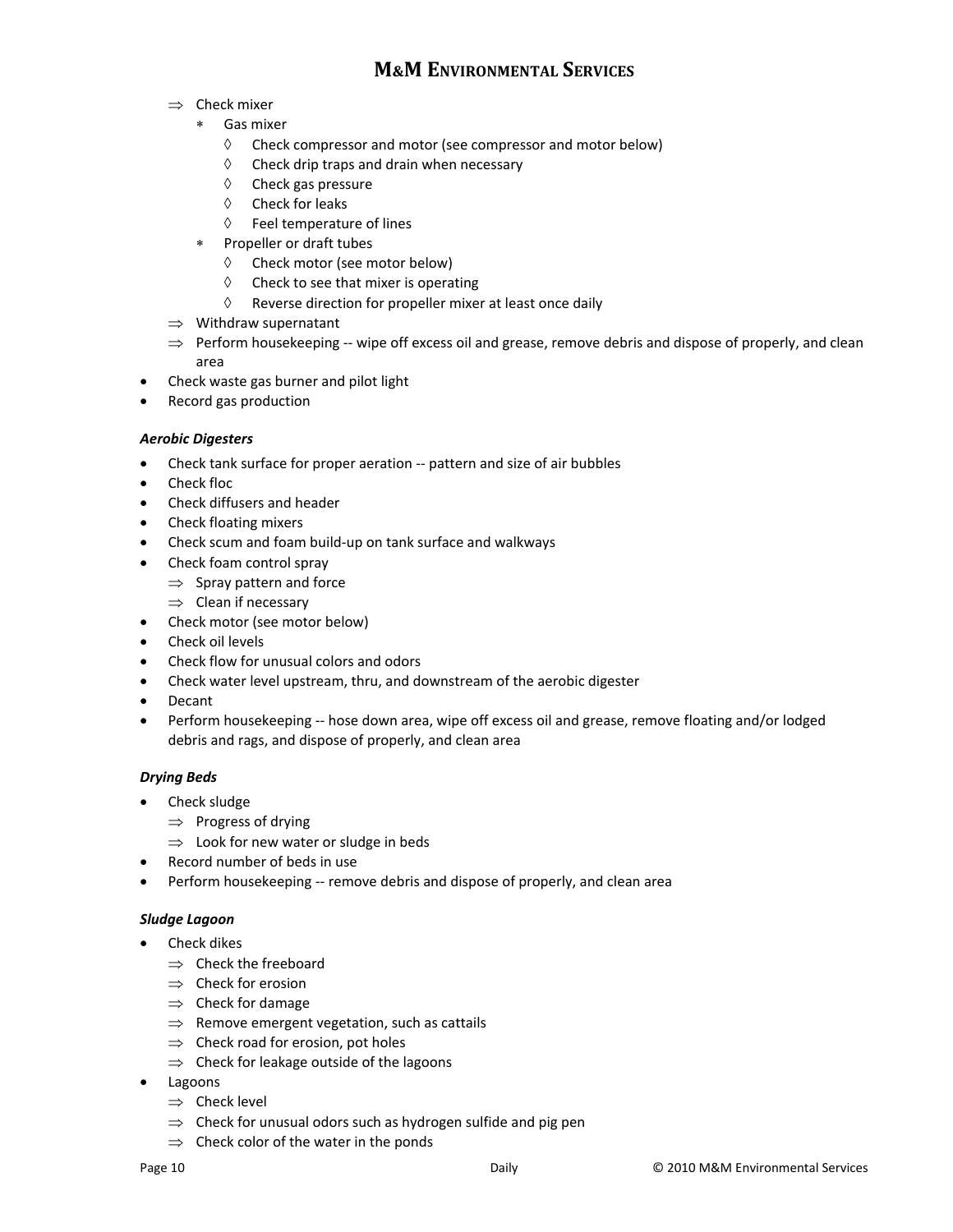- ⇒ Check mixer
  - ∗ Gas mixer
    - ◊ Check compressor and motor (see compressor and motor below)
    - ◊ Check drip traps and drain when necessary
    - ◊ Check gas pressure
    - ◊ Check for leaks
    - ◊ Feel temperature of lines
  - ∗ Propeller or draft tubes
    - ◊ Check motor (see motor below)
    - ◊ Check to see that mixer is operating
    - ◊ Reverse direction for propeller mixer at least once daily
- ⇒ Withdraw supernatant
- ⇒ Perform housekeeping -- wipe off excess oil and grease, remove debris and dispose of properly, and clean area

- Check waste gas burner and pilot light
- Record gas production

### *Aerobic Digesters*

- Check tank surface for proper aeration -- pattern and size of air bubbles
- Check floc
- Check diffusers and header
- Check floating mixers
- Check scum and foam build-up on tank surface and walkways
- Check foam control spray
  - ⇒ Spray pattern and force
  - ⇒ Clean if necessary
- Check motor (see motor below)
- Check oil levels
- Check flow for unusual colors and odors
- Check water level upstream, thru, and downstream of the aerobic digester
- Decant
- Perform housekeeping -- hose down area, wipe off excess oil and grease, remove floating and/or lodged debris and rags, and dispose of properly, and clean area

### *Drying Beds*

- Check sludge
  - ⇒ Progress of drying
  - ⇒ Look for new water or sludge in beds
- Record number of beds in use
- Perform housekeeping -- remove debris and dispose of properly, and clean area

### *Sludge Lagoon*

- Check dikes
  - ⇒ Check the freeboard
  - ⇒ Check for erosion
  - ⇒ Check for damage
  - ⇒ Remove emergent vegetation, such as cattails
  - ⇒ Check road for erosion, pot holes
  - ⇒ Check for leakage outside of the lagoons
- Lagoons
  - ⇒ Check level
  - ⇒ Check for unusual odors such as hydrogen sulfide and pig pen
  - ⇒ Check color of the water in the ponds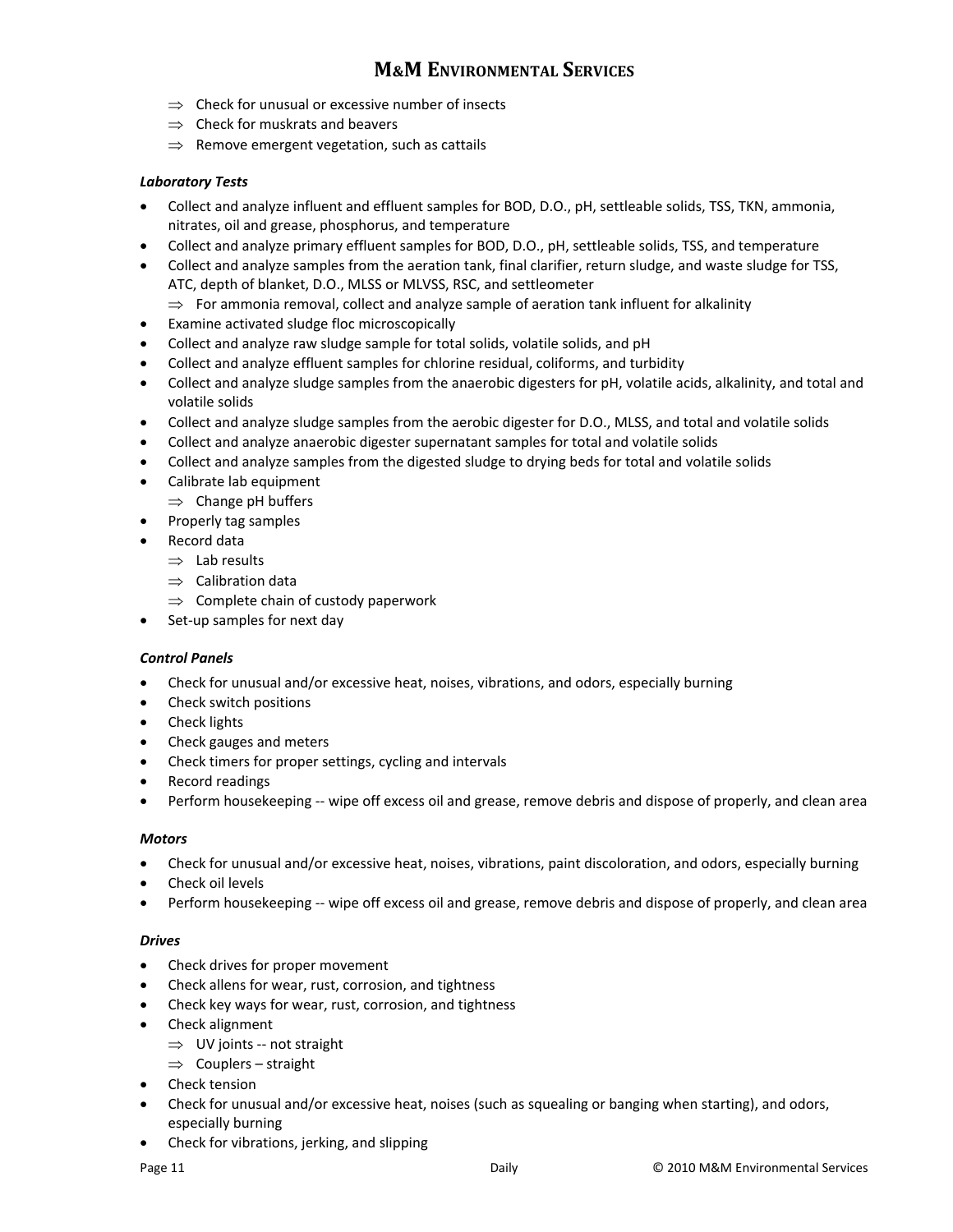- ⇒ Check for unusual or excessive number of insects
- ⇒ Check for muskrats and beavers
- ⇒ Remove emergent vegetation, such as cattails

***Laboratory Tests***

- Collect and analyze influent and effluent samples for BOD, D.O., pH, settleable solids, TSS, TKN, ammonia, nitrates, oil and grease, phosphorus, and temperature
- Collect and analyze primary effluent samples for BOD, D.O., pH, settleable solids, TSS, and temperature
- Collect and analyze samples from the aeration tank, final clarifier, return sludge, and waste sludge for TSS, ATC, depth of blanket, D.O., MLSS or MLVSS, RSC, and settleometer
  - ⇒ For ammonia removal, collect and analyze sample of aeration tank influent for alkalinity
- Examine activated sludge floc microscopically
- Collect and analyze raw sludge sample for total solids, volatile solids, and pH
- Collect and analyze effluent samples for chlorine residual, coliforms, and turbidity
- Collect and analyze sludge samples from the anaerobic digesters for pH, volatile acids, alkalinity, and total and volatile solids
- Collect and analyze sludge samples from the aerobic digester for D.O., MLSS, and total and volatile solids
- Collect and analyze anaerobic digester supernatant samples for total and volatile solids
- Collect and analyze samples from the digested sludge to drying beds for total and volatile solids
- Calibrate lab equipment
  - ⇒ Change pH buffers
- Properly tag samples
- Record data
  - ⇒ Lab results
  - ⇒ Calibration data
  - ⇒ Complete chain of custody paperwork
- Set-up samples for next day

***Control Panels***

- Check for unusual and/or excessive heat, noises, vibrations, and odors, especially burning
- Check switch positions
- Check lights
- Check gauges and meters
- Check timers for proper settings, cycling and intervals
- Record readings
- Perform housekeeping -- wipe off excess oil and grease, remove debris and dispose of properly, and clean area

***Motors***

- Check for unusual and/or excessive heat, noises, vibrations, paint discoloration, and odors, especially burning
- Check oil levels
- Perform housekeeping -- wipe off excess oil and grease, remove debris and dispose of properly, and clean area

***Drives***

- Check drives for proper movement
- Check allens for wear, rust, corrosion, and tightness
- Check key ways for wear, rust, corrosion, and tightness
- Check alignment
  - ⇒ UV joints -- not straight
  - ⇒ Couplers – straight
- Check tension
- Check for unusual and/or excessive heat, noises (such as squealing or banging when starting), and odors, especially burning
- Check for vibrations, jerking, and slipping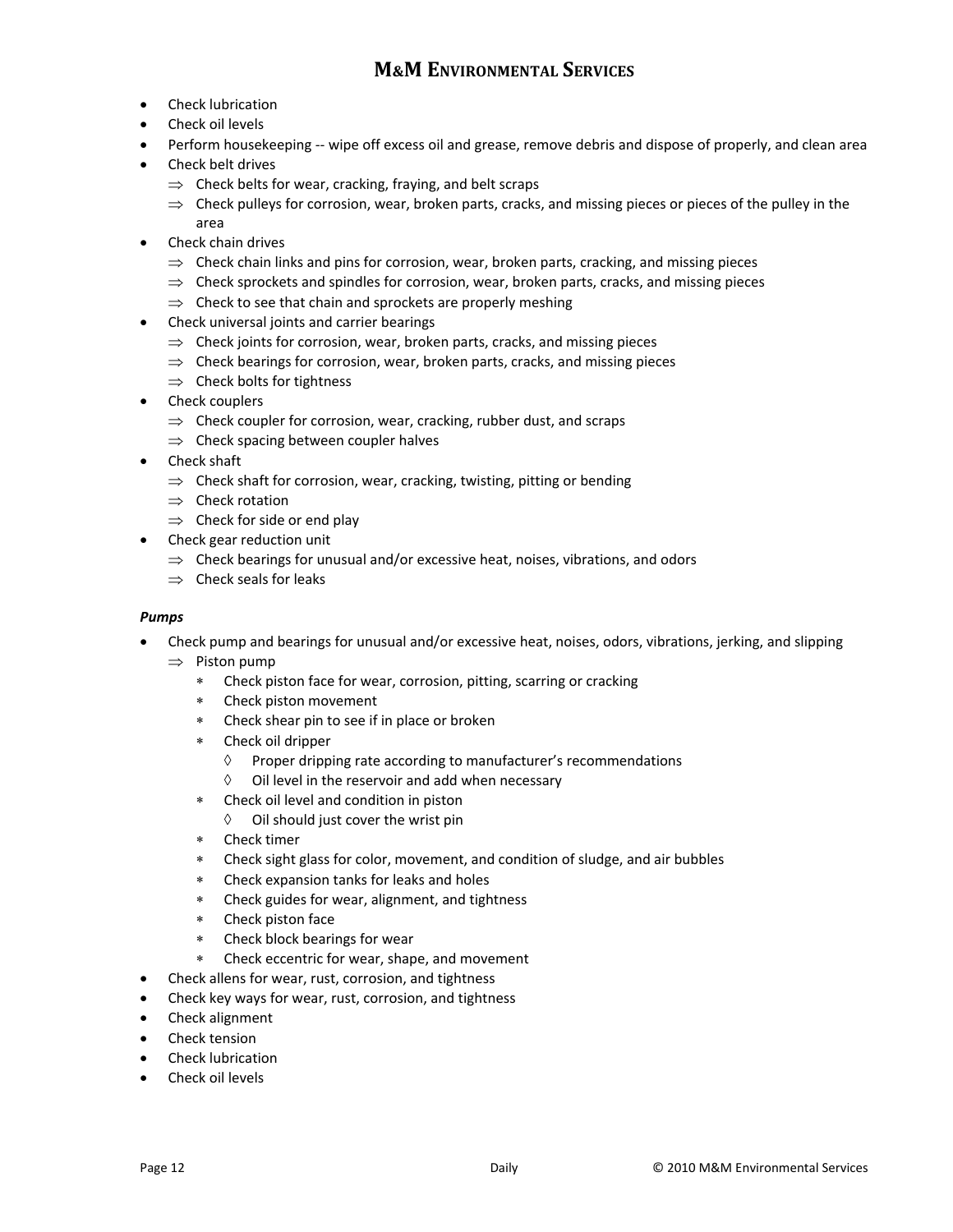- Check lubrication
- Check oil levels
- Perform housekeeping -- wipe off excess oil and grease, remove debris and dispose of properly, and clean area
- Check belt drives
  - ⇒ Check belts for wear, cracking, fraying, and belt scraps
  - ⇒ Check pulleys for corrosion, wear, broken parts, cracks, and missing pieces or pieces of the pulley in the area
- Check chain drives
  - ⇒ Check chain links and pins for corrosion, wear, broken parts, cracking, and missing pieces
  - ⇒ Check sprockets and spindles for corrosion, wear, broken parts, cracks, and missing pieces
  - ⇒ Check to see that chain and sprockets are properly meshing
- Check universal joints and carrier bearings
  - ⇒ Check joints for corrosion, wear, broken parts, cracks, and missing pieces
  - ⇒ Check bearings for corrosion, wear, broken parts, cracks, and missing pieces
  - ⇒ Check bolts for tightness
- Check couplers
  - ⇒ Check coupler for corrosion, wear, cracking, rubber dust, and scraps
  - ⇒ Check spacing between coupler halves
- Check shaft
  - ⇒ Check shaft for corrosion, wear, cracking, twisting, pitting or bending
  - ⇒ Check rotation
  - ⇒ Check for side or end play
- Check gear reduction unit
  - ⇒ Check bearings for unusual and/or excessive heat, noises, vibrations, and odors
  - ⇒ Check seals for leaks

***Pumps***

- Check pump and bearings for unusual and/or excessive heat, noises, odors, vibrations, jerking, and slipping
  - ⇒ Piston pump
    - * Check piston face for wear, corrosion, pitting, scarring or cracking
    - * Check piston movement
    - * Check shear pin to see if in place or broken
    - * Check oil dripper
      - ◊ Proper dripping rate according to manufacturer's recommendations
      - ◊ Oil level in the reservoir and add when necessary
    - * Check oil level and condition in piston
      - ◊ Oil should just cover the wrist pin
    - * Check timer
    - * Check sight glass for color, movement, and condition of sludge, and air bubbles
    - * Check expansion tanks for leaks and holes
    - * Check guides for wear, alignment, and tightness
    - * Check piston face
    - * Check block bearings for wear
    - * Check eccentric for wear, shape, and movement
- Check allens for wear, rust, corrosion, and tightness
- Check key ways for wear, rust, corrosion, and tightness
- Check alignment
- Check tension
- Check lubrication
- Check oil levels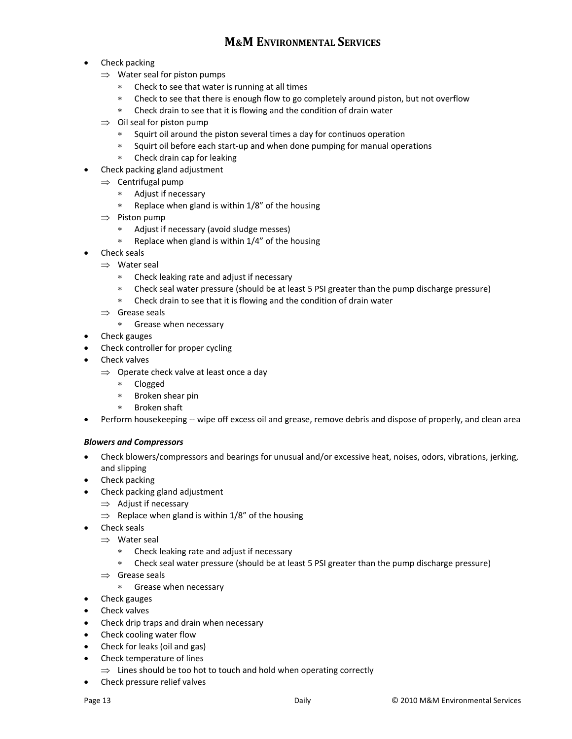- Check packing
  - ⇒ Water seal for piston pumps
    - * Check to see that water is running at all times
    - * Check to see that there is enough flow to go completely around piston, but not overflow
    - * Check drain to see that it is flowing and the condition of drain water
  - ⇒ Oil seal for piston pump
    - * Squirt oil around the piston several times a day for continuos operation
    - * Squirt oil before each start-up and when done pumping for manual operations
    - * Check drain cap for leaking
- Check packing gland adjustment
  - ⇒ Centrifugal pump
    - * Adjust if necessary
    - * Replace when gland is within 1/8" of the housing
  - ⇒ Piston pump
    - * Adjust if necessary (avoid sludge messes)
    - * Replace when gland is within 1/4" of the housing
- Check seals
  - ⇒ Water seal
    - * Check leaking rate and adjust if necessary
    - * Check seal water pressure (should be at least 5 PSI greater than the pump discharge pressure)
    - * Check drain to see that it is flowing and the condition of drain water
  - ⇒ Grease seals
    - * Grease when necessary
- Check gauges
- Check controller for proper cycling
- Check valves
  - ⇒ Operate check valve at least once a day
    - * Clogged
    - * Broken shear pin
    - * Broken shaft
- Perform housekeeping -- wipe off excess oil and grease, remove debris and dispose of properly, and clean area

***Blowers and Compressors***

- Check blowers/compressors and bearings for unusual and/or excessive heat, noises, odors, vibrations, jerking, and slipping
- Check packing
- Check packing gland adjustment
  - ⇒ Adjust if necessary
  - ⇒ Replace when gland is within 1/8" of the housing
- Check seals
  - ⇒ Water seal
    - * Check leaking rate and adjust if necessary
    - * Check seal water pressure (should be at least 5 PSI greater than the pump discharge pressure)
  - ⇒ Grease seals
    - * Grease when necessary
- Check gauges
- Check valves
- Check drip traps and drain when necessary
- Check cooling water flow
- Check for leaks (oil and gas)
- Check temperature of lines
  - ⇒ Lines should be too hot to touch and hold when operating correctly
- Check pressure relief valves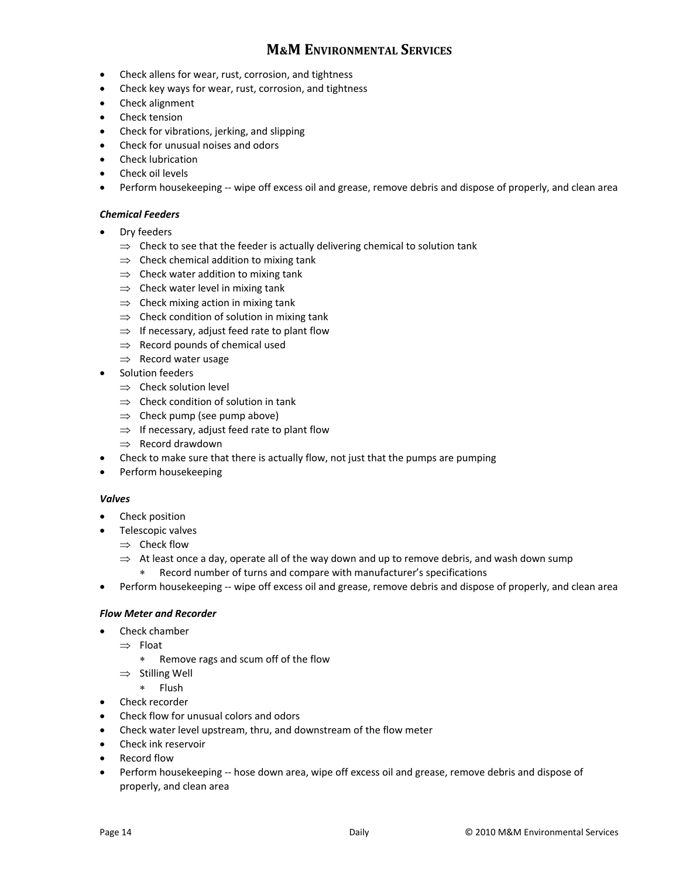- Check allens for wear, rust, corrosion, and tightness
- Check key ways for wear, rust, corrosion, and tightness
- Check alignment
- Check tension
- Check for vibrations, jerking, and slipping
- Check for unusual noises and odors
- Check lubrication
- Check oil levels
- Perform housekeeping -- wipe off excess oil and grease, remove debris and dispose of properly, and clean area

***Chemical Feeders***

- Dry feeders
  - ⇒ Check to see that the feeder is actually delivering chemical to solution tank
  - ⇒ Check chemical addition to mixing tank
  - ⇒ Check water addition to mixing tank
  - ⇒ Check water level in mixing tank
  - ⇒ Check mixing action in mixing tank
  - ⇒ Check condition of solution in mixing tank
  - ⇒ If necessary, adjust feed rate to plant flow
  - ⇒ Record pounds of chemical used
  - ⇒ Record water usage
- Solution feeders
  - ⇒ Check solution level
  - ⇒ Check condition of solution in tank
  - ⇒ Check pump (see pump above)
  - ⇒ If necessary, adjust feed rate to plant flow
  - ⇒ Record drawdown
- Check to make sure that there is actually flow, not just that the pumps are pumping
- Perform housekeeping

***Valves***

- Check position
- Telescopic valves
  - ⇒ Check flow
  - ⇒ At least once a day, operate all of the way down and up to remove debris, and wash down sump
    - ∗ Record number of turns and compare with manufacturer's specifications
- Perform housekeeping -- wipe off excess oil and grease, remove debris and dispose of properly, and clean area

***Flow Meter and Recorder***

- Check chamber
  - ⇒ Float
    - ∗ Remove rags and scum off of the flow
  - ⇒ Stilling Well
    - ∗ Flush
- Check recorder
- Check flow for unusual colors and odors
- Check water level upstream, thru, and downstream of the flow meter
- Check ink reservoir
- Record flow
- Perform housekeeping -- hose down area, wipe off excess oil and grease, remove debris and dispose of properly, and clean area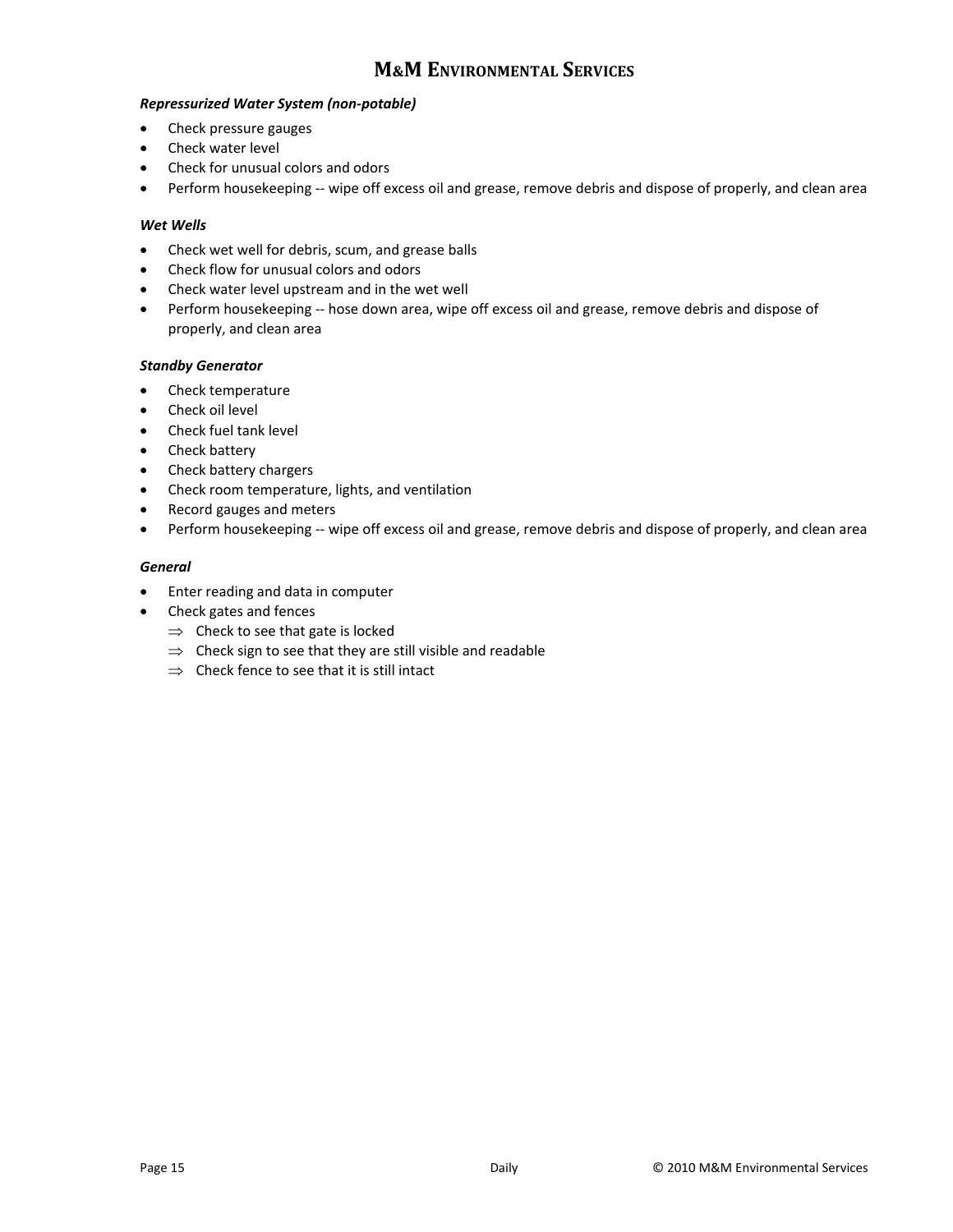*Repressurized Water System (non-potable)*

- Check pressure gauges
- Check water level
- Check for unusual colors and odors
- Perform housekeeping -- wipe off excess oil and grease, remove debris and dispose of properly, and clean area

*Wet Wells*

- Check wet well for debris, scum, and grease balls
- Check flow for unusual colors and odors
- Check water level upstream and in the wet well
- Perform housekeeping -- hose down area, wipe off excess oil and grease, remove debris and dispose of properly, and clean area

*Standby Generator*

- Check temperature
- Check oil level
- Check fuel tank level
- Check battery
- Check battery chargers
- Check room temperature, lights, and ventilation
- Record gauges and meters
- Perform housekeeping -- wipe off excess oil and grease, remove debris and dispose of properly, and clean area

*General*

- Enter reading and data in computer
- Check gates and fences
  - ⇒ Check to see that gate is locked
  - ⇒ Check sign to see that they are still visible and readable
  - ⇒ Check fence to see that it is still intact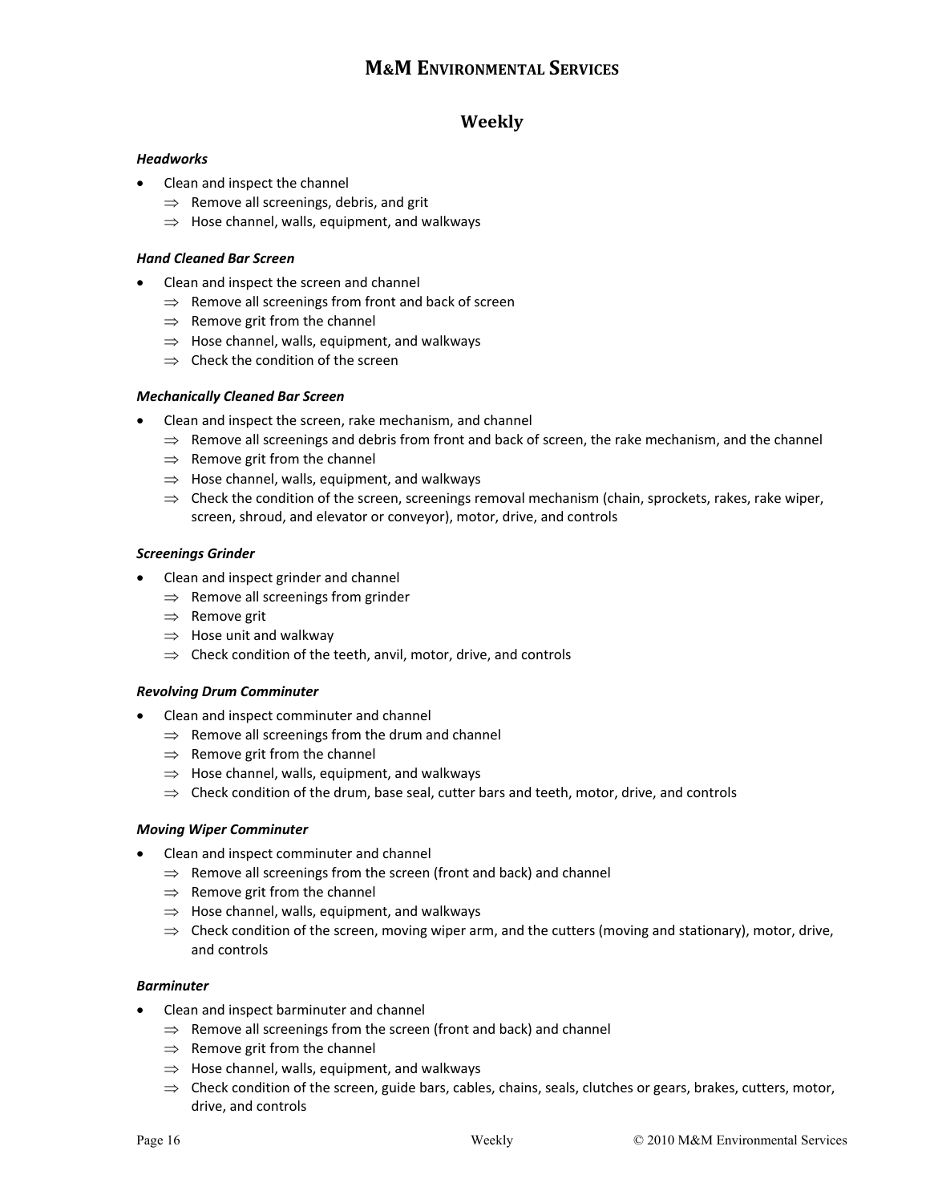## Weekly

***Headworks***

- Clean and inspect the channel
  - ⇒ Remove all screenings, debris, and grit
  - ⇒ Hose channel, walls, equipment, and walkways

***Hand Cleaned Bar Screen***

- Clean and inspect the screen and channel
  - ⇒ Remove all screenings from front and back of screen
  - ⇒ Remove grit from the channel
  - ⇒ Hose channel, walls, equipment, and walkways
  - ⇒ Check the condition of the screen

***Mechanically Cleaned Bar Screen***

- Clean and inspect the screen, rake mechanism, and channel
  - ⇒ Remove all screenings and debris from front and back of screen, the rake mechanism, and the channel
  - ⇒ Remove grit from the channel
  - ⇒ Hose channel, walls, equipment, and walkways
  - ⇒ Check the condition of the screen, screenings removal mechanism (chain, sprockets, rakes, rake wiper, screen, shroud, and elevator or conveyor), motor, drive, and controls

***Screenings Grinder***

- Clean and inspect grinder and channel
  - ⇒ Remove all screenings from grinder
  - ⇒ Remove grit
  - ⇒ Hose unit and walkway
  - ⇒ Check condition of the teeth, anvil, motor, drive, and controls

***Revolving Drum Comminuter***

- Clean and inspect comminuter and channel
  - ⇒ Remove all screenings from the drum and channel
  - ⇒ Remove grit from the channel
  - ⇒ Hose channel, walls, equipment, and walkways
  - ⇒ Check condition of the drum, base seal, cutter bars and teeth, motor, drive, and controls

***Moving Wiper Comminuter***

- Clean and inspect comminuter and channel
  - ⇒ Remove all screenings from the screen (front and back) and channel
  - ⇒ Remove grit from the channel
  - ⇒ Hose channel, walls, equipment, and walkways
  - ⇒ Check condition of the screen, moving wiper arm, and the cutters (moving and stationary), motor, drive, and controls

***Barminuter***

- Clean and inspect barminuter and channel
  - ⇒ Remove all screenings from the screen (front and back) and channel
  - ⇒ Remove grit from the channel
  - ⇒ Hose channel, walls, equipment, and walkways
  - ⇒ Check condition of the screen, guide bars, cables, chains, seals, clutches or gears, brakes, cutters, motor, drive, and controls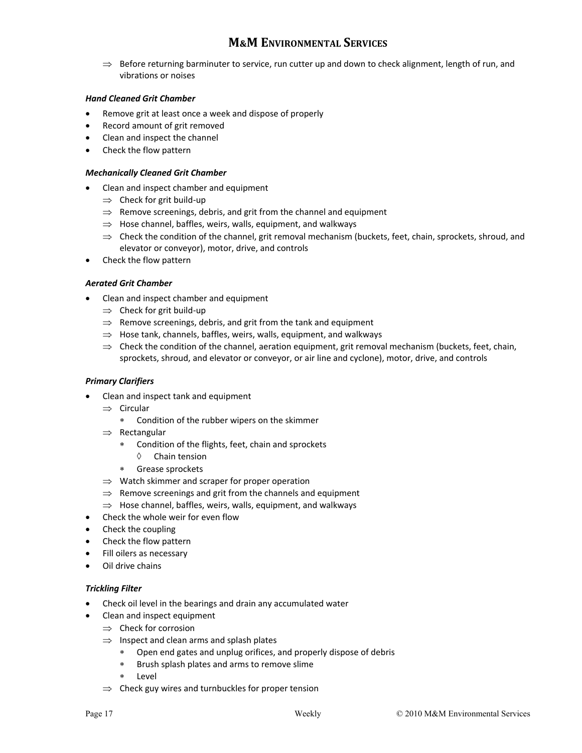⇒ Before returning barminuter to service, run cutter up and down to check alignment, length of run, and vibrations or noises

***Hand Cleaned Grit Chamber***

- Remove grit at least once a week and dispose of properly
- Record amount of grit removed
- Clean and inspect the channel
- Check the flow pattern

***Mechanically Cleaned Grit Chamber***

- Clean and inspect chamber and equipment
  - ⇒ Check for grit build-up
  - ⇒ Remove screenings, debris, and grit from the channel and equipment
  - ⇒ Hose channel, baffles, weirs, walls, equipment, and walkways
  - ⇒ Check the condition of the channel, grit removal mechanism (buckets, feet, chain, sprockets, shroud, and elevator or conveyor), motor, drive, and controls
- Check the flow pattern

***Aerated Grit Chamber***

- Clean and inspect chamber and equipment
  - ⇒ Check for grit build-up
  - ⇒ Remove screenings, debris, and grit from the tank and equipment
  - ⇒ Hose tank, channels, baffles, weirs, walls, equipment, and walkways
  - ⇒ Check the condition of the channel, aeration equipment, grit removal mechanism (buckets, feet, chain, sprockets, shroud, and elevator or conveyor, or air line and cyclone), motor, drive, and controls

***Primary Clarifiers***

- Clean and inspect tank and equipment
  - ⇒ Circular
    - ∗ Condition of the rubber wipers on the skimmer
  - ⇒ Rectangular
    - ∗ Condition of the flights, feet, chain and sprockets
      - ◊ Chain tension
    - ∗ Grease sprockets
  - ⇒ Watch skimmer and scraper for proper operation
  - ⇒ Remove screenings and grit from the channels and equipment
  - ⇒ Hose channel, baffles, weirs, walls, equipment, and walkways
- Check the whole weir for even flow
- Check the coupling
- Check the flow pattern
- Fill oilers as necessary
- Oil drive chains

***Trickling Filter***

- Check oil level in the bearings and drain any accumulated water
- Clean and inspect equipment
  - ⇒ Check for corrosion
  - ⇒ Inspect and clean arms and splash plates
    - ∗ Open end gates and unplug orifices, and properly dispose of debris
    - ∗ Brush splash plates and arms to remove slime
    - ∗ Level
  - ⇒ Check guy wires and turnbuckles for proper tension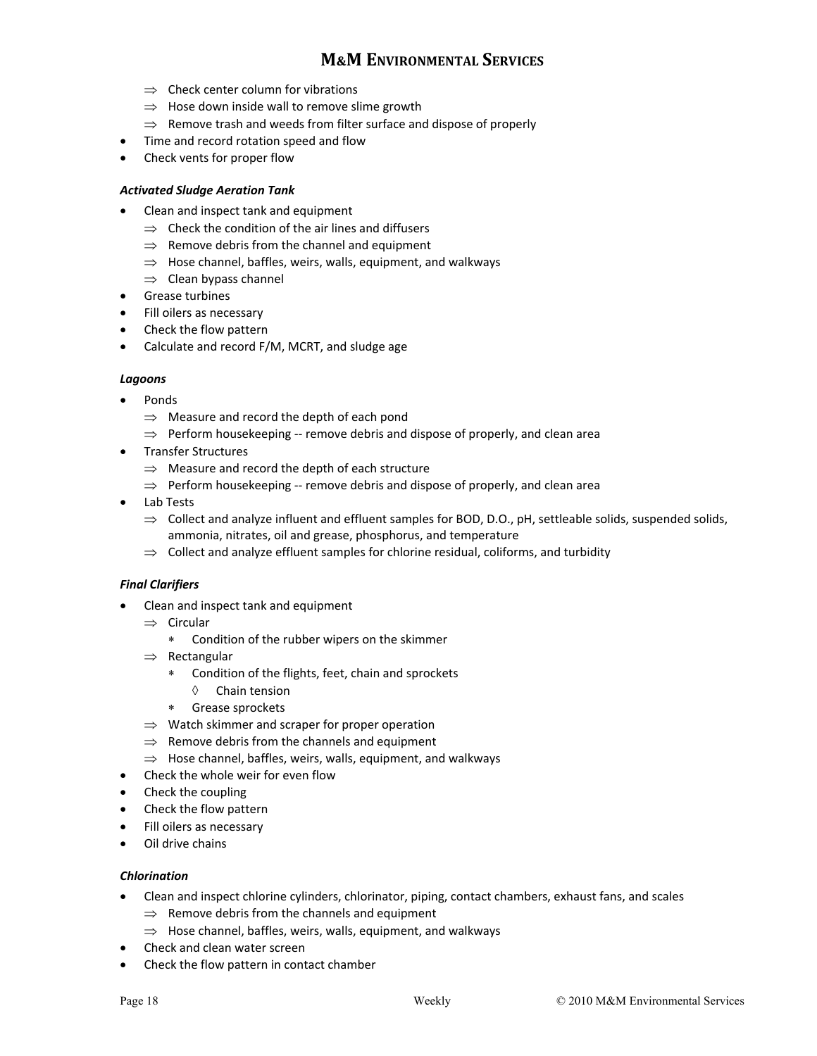- ⇒ Check center column for vibrations
  - ⇒ Hose down inside wall to remove slime growth
  - ⇒ Remove trash and weeds from filter surface and dispose of properly
- Time and record rotation speed and flow
- Check vents for proper flow

***Activated Sludge Aeration Tank***

- Clean and inspect tank and equipment
  - ⇒ Check the condition of the air lines and diffusers
  - ⇒ Remove debris from the channel and equipment
  - ⇒ Hose channel, baffles, weirs, walls, equipment, and walkways
  - ⇒ Clean bypass channel
- Grease turbines
- Fill oilers as necessary
- Check the flow pattern
- Calculate and record F/M, MCRT, and sludge age

***Lagoons***

- Ponds
  - ⇒ Measure and record the depth of each pond
  - ⇒ Perform housekeeping -- remove debris and dispose of properly, and clean area
- Transfer Structures
  - ⇒ Measure and record the depth of each structure
  - ⇒ Perform housekeeping -- remove debris and dispose of properly, and clean area
- Lab Tests
  - ⇒ Collect and analyze influent and effluent samples for BOD, D.O., pH, settleable solids, suspended solids, ammonia, nitrates, oil and grease, phosphorus, and temperature
  - ⇒ Collect and analyze effluent samples for chlorine residual, coliforms, and turbidity

***Final Clarifiers***

- Clean and inspect tank and equipment
  - ⇒ Circular
    - * Condition of the rubber wipers on the skimmer
  - ⇒ Rectangular
    - * Condition of the flights, feet, chain and sprockets
      - ◊ Chain tension
    - * Grease sprockets
  - ⇒ Watch skimmer and scraper for proper operation
  - ⇒ Remove debris from the channels and equipment
  - ⇒ Hose channel, baffles, weirs, walls, equipment, and walkways
- Check the whole weir for even flow
- Check the coupling
- Check the flow pattern
- Fill oilers as necessary
- Oil drive chains

***Chlorination***

- Clean and inspect chlorine cylinders, chlorinator, piping, contact chambers, exhaust fans, and scales
  - ⇒ Remove debris from the channels and equipment
  - ⇒ Hose channel, baffles, weirs, walls, equipment, and walkways
- Check and clean water screen
- Check the flow pattern in contact chamber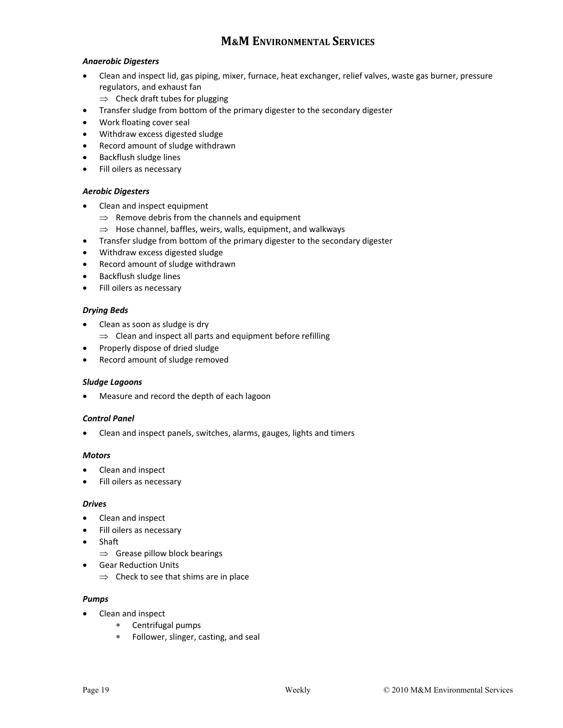# M&M Environmental Services

***Anaerobic Digesters***

- Clean and inspect lid, gas piping, mixer, furnace, heat exchanger, relief valves, waste gas burner, pressure regulators, and exhaust fan
  - ⇒ Check draft tubes for plugging
- Transfer sludge from bottom of the primary digester to the secondary digester
- Work floating cover seal
- Withdraw excess digested sludge
- Record amount of sludge withdrawn
- Backflush sludge lines
- Fill oilers as necessary

***Aerobic Digesters***

- Clean and inspect equipment
  - ⇒ Remove debris from the channels and equipment
  - ⇒ Hose channel, baffles, weirs, walls, equipment, and walkways
- Transfer sludge from bottom of the primary digester to the secondary digester
- Withdraw excess digested sludge
- Record amount of sludge withdrawn
- Backflush sludge lines
- Fill oilers as necessary

***Drying Beds***

- Clean as soon as sludge is dry
  - ⇒ Clean and inspect all parts and equipment before refilling
- Properly dispose of dried sludge
- Record amount of sludge removed

***Sludge Lagoons***

- Measure and record the depth of each lagoon

***Control Panel***

- Clean and inspect panels, switches, alarms, gauges, lights and timers

***Motors***

- Clean and inspect
- Fill oilers as necessary

***Drives***

- Clean and inspect
- Fill oilers as necessary
- Shaft
  - ⇒ Grease pillow block bearings
- Gear Reduction Units
  - ⇒ Check to see that shims are in place

***Pumps***

- Clean and inspect
  - ∗ Centrifugal pumps
  - ∗ Follower, slinger, casting, and seal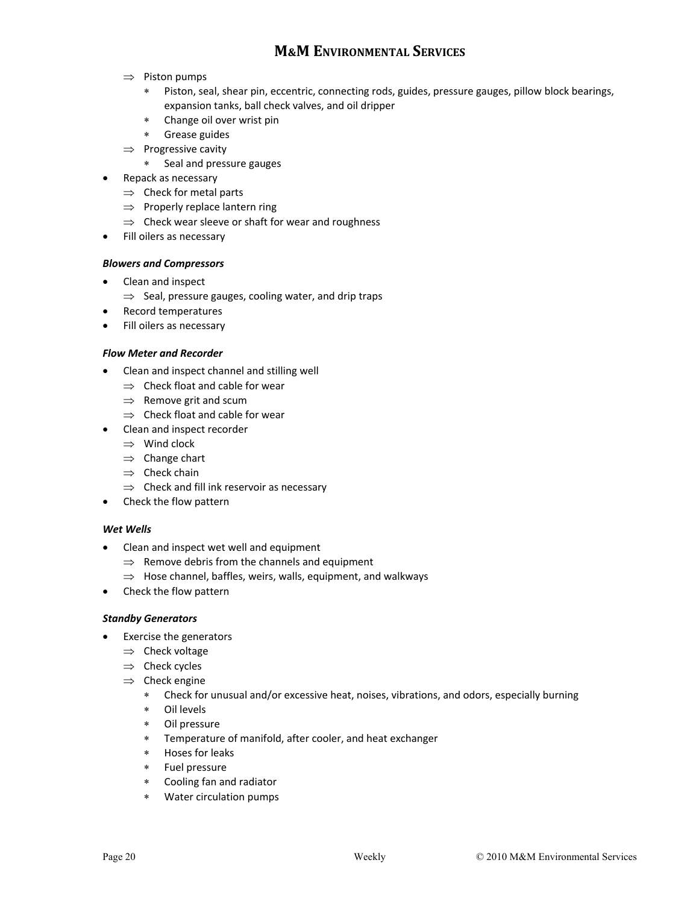- ⇒ Piston pumps
  - ∗ Piston, seal, shear pin, eccentric, connecting rods, guides, pressure gauges, pillow block bearings, expansion tanks, ball check valves, and oil dripper
  - ∗ Change oil over wrist pin
  - ∗ Grease guides
- ⇒ Progressive cavity
  - ∗ Seal and pressure gauges
- Repack as necessary
  - ⇒ Check for metal parts
  - ⇒ Properly replace lantern ring
  - ⇒ Check wear sleeve or shaft for wear and roughness
- Fill oilers as necessary

***Blowers and Compressors***

- Clean and inspect
  - ⇒ Seal, pressure gauges, cooling water, and drip traps
- Record temperatures
- Fill oilers as necessary

***Flow Meter and Recorder***

- Clean and inspect channel and stilling well
  - ⇒ Check float and cable for wear
  - ⇒ Remove grit and scum
  - ⇒ Check float and cable for wear
- Clean and inspect recorder
  - ⇒ Wind clock
  - ⇒ Change chart
  - ⇒ Check chain
  - ⇒ Check and fill ink reservoir as necessary
- Check the flow pattern

***Wet Wells***

- Clean and inspect wet well and equipment
  - ⇒ Remove debris from the channels and equipment
  - ⇒ Hose channel, baffles, weirs, walls, equipment, and walkways
- Check the flow pattern

***Standby Generators***

- Exercise the generators
  - ⇒ Check voltage
  - ⇒ Check cycles
  - ⇒ Check engine
    - ∗ Check for unusual and/or excessive heat, noises, vibrations, and odors, especially burning
    - ∗ Oil levels
    - ∗ Oil pressure
    - ∗ Temperature of manifold, after cooler, and heat exchanger
    - ∗ Hoses for leaks
    - ∗ Fuel pressure
    - ∗ Cooling fan and radiator
    - ∗ Water circulation pumps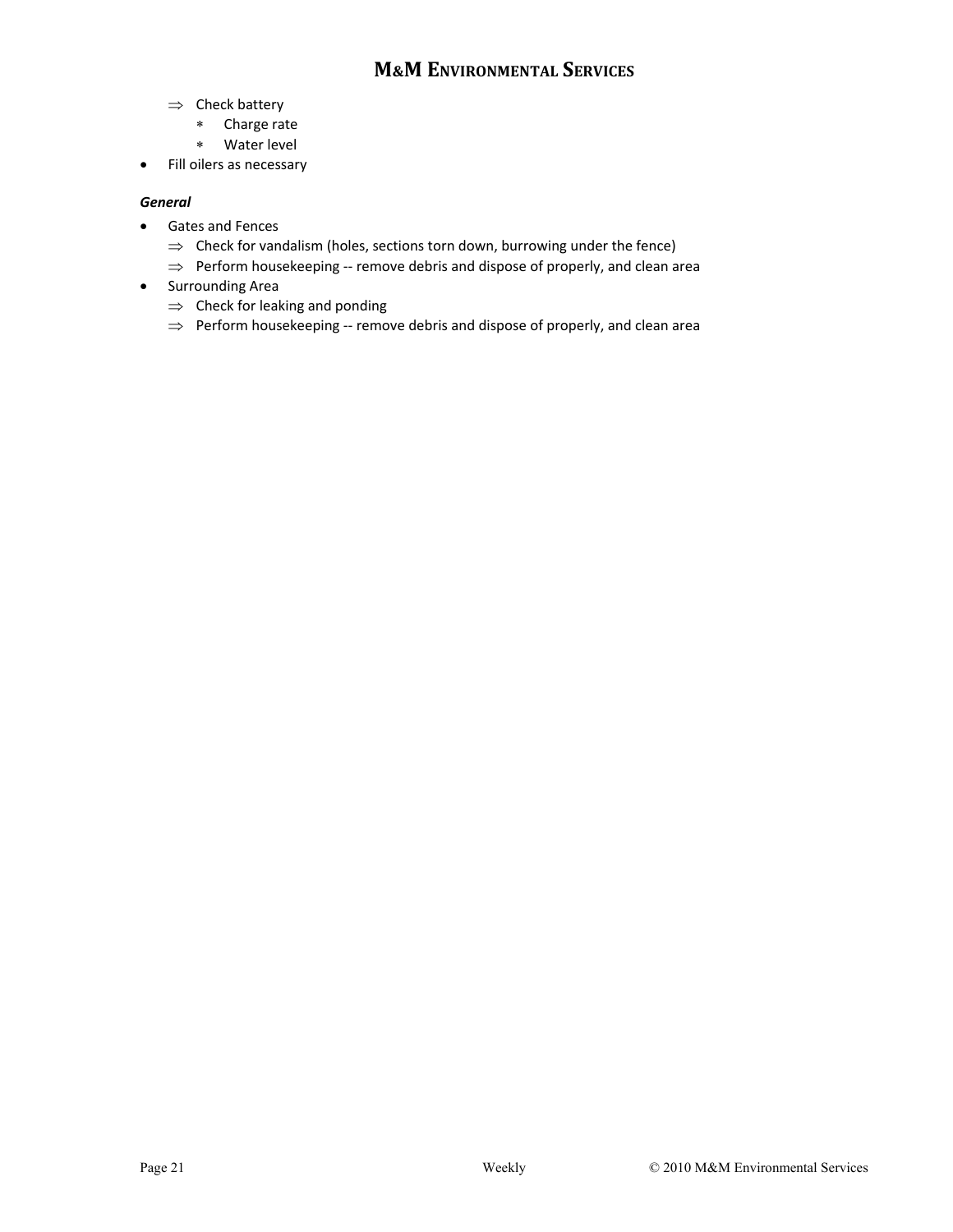- ⇒ Check battery
  - * Charge rate
  - * Water level
- Fill oilers as necessary

***General***

- Gates and Fences
  - ⇒ Check for vandalism (holes, sections torn down, burrowing under the fence)
  - ⇒ Perform housekeeping -- remove debris and dispose of properly, and clean area
- Surrounding Area
  - ⇒ Check for leaking and ponding
  - ⇒ Perform housekeeping -- remove debris and dispose of properly, and clean area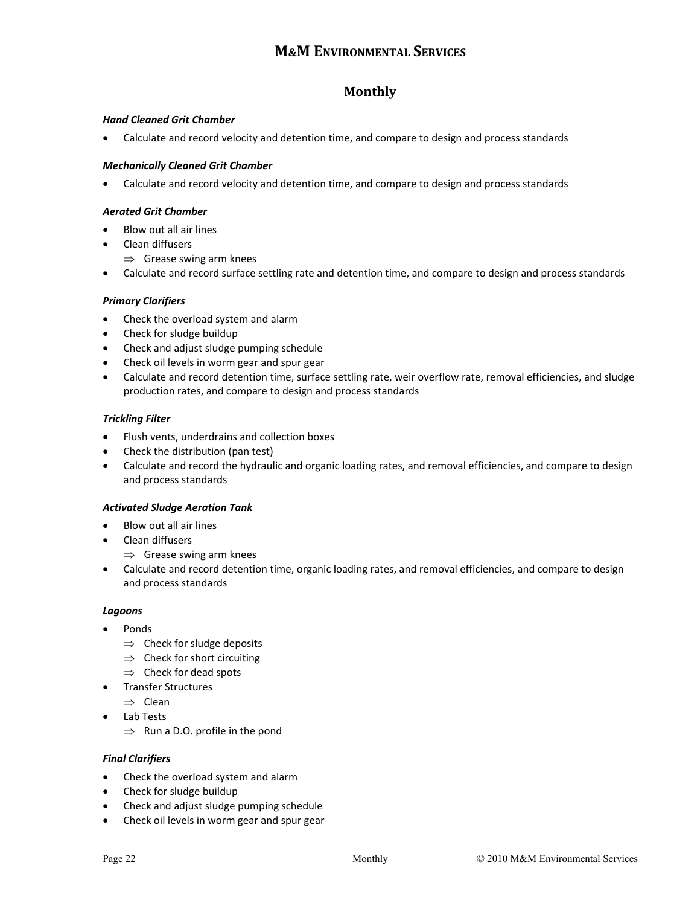## Monthly

***Hand Cleaned Grit Chamber***

- Calculate and record velocity and detention time, and compare to design and process standards

***Mechanically Cleaned Grit Chamber***

- Calculate and record velocity and detention time, and compare to design and process standards

***Aerated Grit Chamber***

- Blow out all air lines
- Clean diffusers
  - ⇒ Grease swing arm knees
- Calculate and record surface settling rate and detention time, and compare to design and process standards

***Primary Clarifiers***

- Check the overload system and alarm
- Check for sludge buildup
- Check and adjust sludge pumping schedule
- Check oil levels in worm gear and spur gear
- Calculate and record detention time, surface settling rate, weir overflow rate, removal efficiencies, and sludge production rates, and compare to design and process standards

***Trickling Filter***

- Flush vents, underdrains and collection boxes
- Check the distribution (pan test)
- Calculate and record the hydraulic and organic loading rates, and removal efficiencies, and compare to design and process standards

***Activated Sludge Aeration Tank***

- Blow out all air lines
- Clean diffusers
  - ⇒ Grease swing arm knees
- Calculate and record detention time, organic loading rates, and removal efficiencies, and compare to design and process standards

***Lagoons***

- Ponds
  - ⇒ Check for sludge deposits
  - ⇒ Check for short circuiting
  - ⇒ Check for dead spots
- Transfer Structures
  - ⇒ Clean
- Lab Tests
  - ⇒ Run a D.O. profile in the pond

***Final Clarifiers***

- Check the overload system and alarm
- Check for sludge buildup
- Check and adjust sludge pumping schedule
- Check oil levels in worm gear and spur gear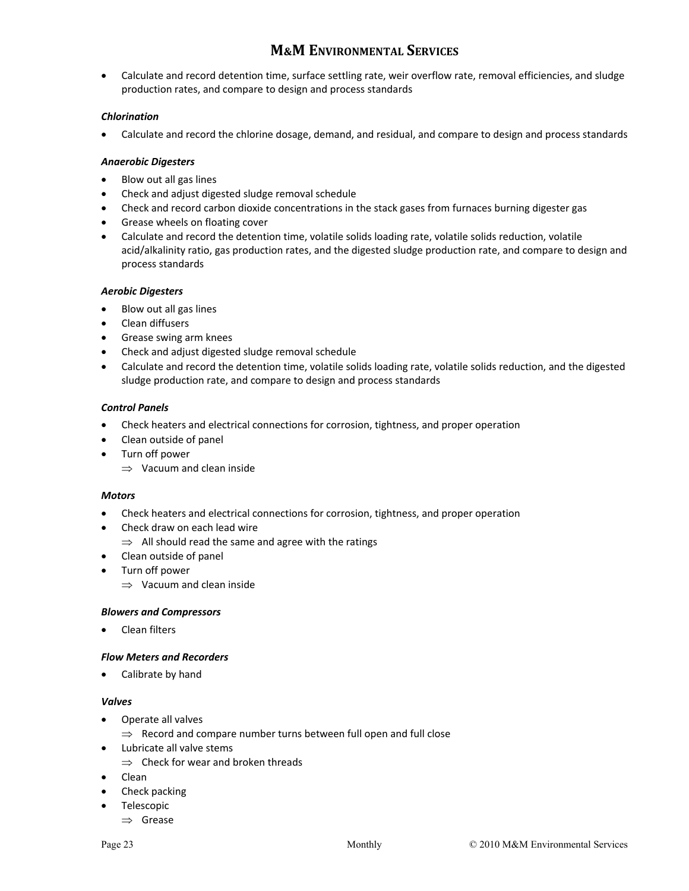- Calculate and record detention time, surface settling rate, weir overflow rate, removal efficiencies, and sludge production rates, and compare to design and process standards

***Chlorination***

- Calculate and record the chlorine dosage, demand, and residual, and compare to design and process standards

***Anaerobic Digesters***

- Blow out all gas lines
- Check and adjust digested sludge removal schedule
- Check and record carbon dioxide concentrations in the stack gases from furnaces burning digester gas
- Grease wheels on floating cover
- Calculate and record the detention time, volatile solids loading rate, volatile solids reduction, volatile acid/alkalinity ratio, gas production rates, and the digested sludge production rate, and compare to design and process standards

***Aerobic Digesters***

- Blow out all gas lines
- Clean diffusers
- Grease swing arm knees
- Check and adjust digested sludge removal schedule
- Calculate and record the detention time, volatile solids loading rate, volatile solids reduction, and the digested sludge production rate, and compare to design and process standards

***Control Panels***

- Check heaters and electrical connections for corrosion, tightness, and proper operation
- Clean outside of panel
- Turn off power
  - ⇒ Vacuum and clean inside

***Motors***

- Check heaters and electrical connections for corrosion, tightness, and proper operation
- Check draw on each lead wire
  - ⇒ All should read the same and agree with the ratings
- Clean outside of panel
- Turn off power
  - ⇒ Vacuum and clean inside

***Blowers and Compressors***

- Clean filters

***Flow Meters and Recorders***

- Calibrate by hand

***Valves***

- Operate all valves
  - ⇒ Record and compare number turns between full open and full close
- Lubricate all valve stems
  - ⇒ Check for wear and broken threads
- Clean
- Check packing
- Telescopic
  - ⇒ Grease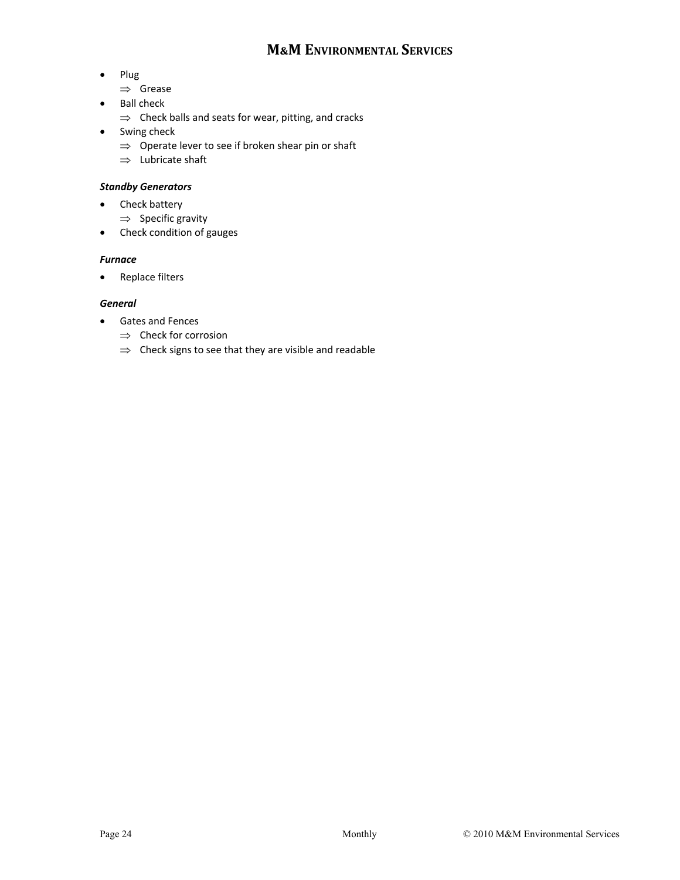- Plug
  - ⇒ Grease
- Ball check
  - ⇒ Check balls and seats for wear, pitting, and cracks
- Swing check
  - ⇒ Operate lever to see if broken shear pin or shaft
  - ⇒ Lubricate shaft

***Standby Generators***

- Check battery
  - ⇒ Specific gravity
- Check condition of gauges

***Furnace***

- Replace filters

***General***

- Gates and Fences
  - ⇒ Check for corrosion
  - ⇒ Check signs to see that they are visible and readable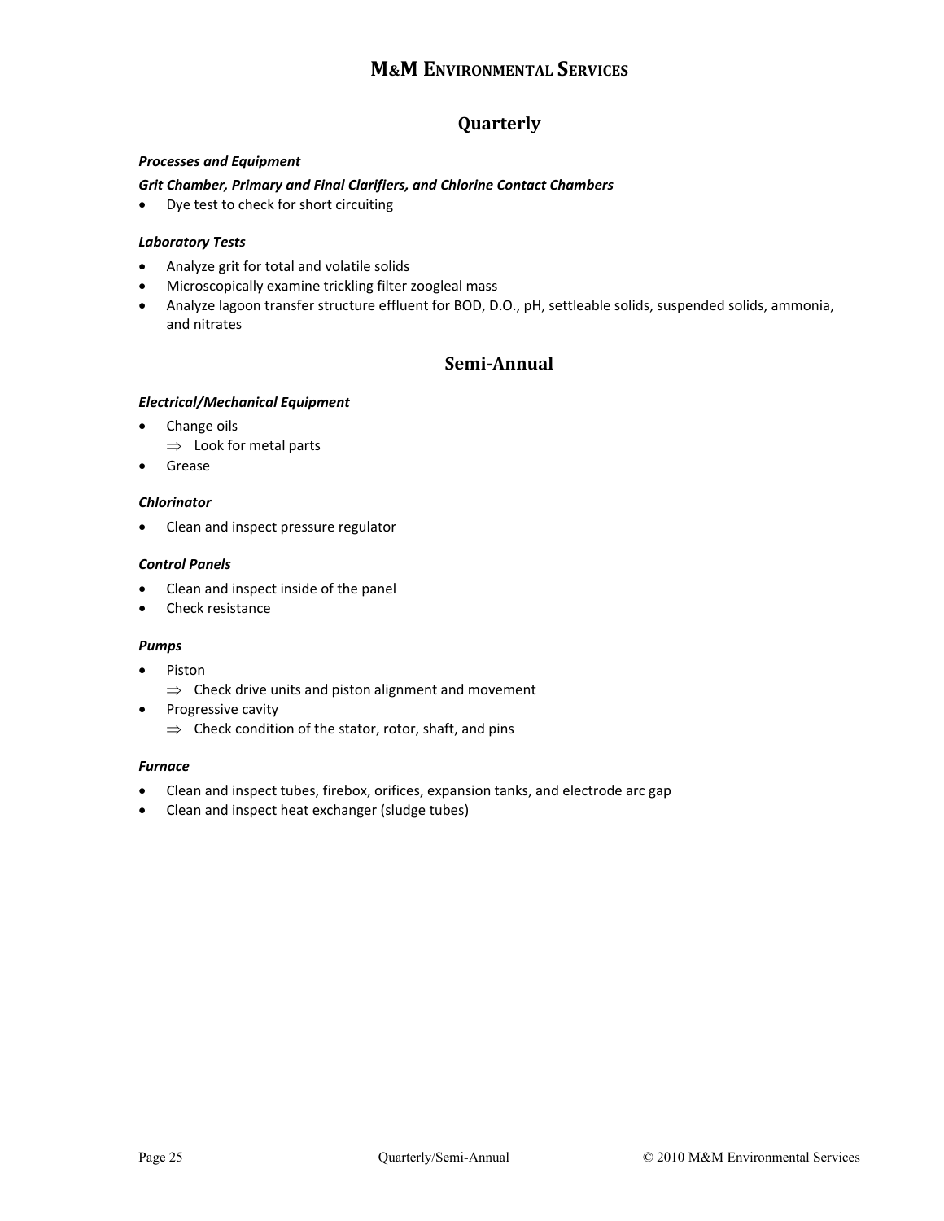# M&M ENVIRONMENTAL SERVICES

## Quarterly

***Processes and Equipment***

***Grit Chamber, Primary and Final Clarifiers, and Chlorine Contact Chambers***

- Dye test to check for short circuiting

***Laboratory Tests***

- Analyze grit for total and volatile solids
- Microscopically examine trickling filter zoogleal mass
- Analyze lagoon transfer structure effluent for BOD, D.O., pH, settleable solids, suspended solids, ammonia, and nitrates

## Semi-Annual

***Electrical/Mechanical Equipment***

- Change oils
  - ⇒ Look for metal parts
- Grease

***Chlorinator***

- Clean and inspect pressure regulator

***Control Panels***

- Clean and inspect inside of the panel
- Check resistance

***Pumps***

- Piston
  - ⇒ Check drive units and piston alignment and movement
- Progressive cavity
  - ⇒ Check condition of the stator, rotor, shaft, and pins

***Furnace***

- Clean and inspect tubes, firebox, orifices, expansion tanks, and electrode arc gap
- Clean and inspect heat exchanger (sludge tubes)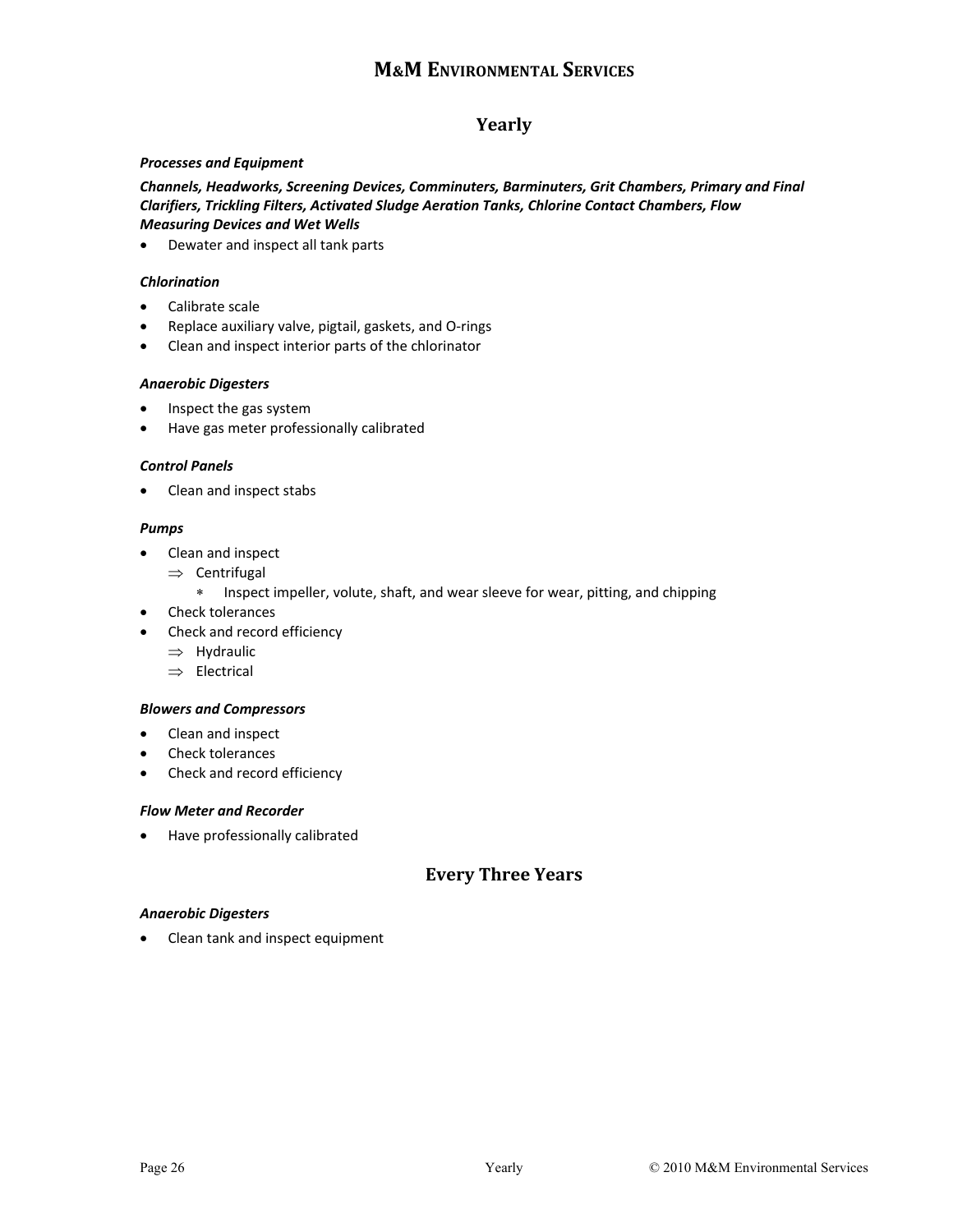## Yearly

***Processes and Equipment***

***Channels, Headworks, Screening Devices, Comminuters, Barminuters, Grit Chambers, Primary and Final Clarifiers, Trickling Filters, Activated Sludge Aeration Tanks, Chlorine Contact Chambers, Flow Measuring Devices and Wet Wells***

- Dewater and inspect all tank parts

***Chlorination***

- Calibrate scale
- Replace auxiliary valve, pigtail, gaskets, and O-rings
- Clean and inspect interior parts of the chlorinator

***Anaerobic Digesters***

- Inspect the gas system
- Have gas meter professionally calibrated

***Control Panels***

- Clean and inspect stabs

***Pumps***

- Clean and inspect
  - ⇒ Centrifugal
    - ∗ Inspect impeller, volute, shaft, and wear sleeve for wear, pitting, and chipping
- Check tolerances
- Check and record efficiency
  - ⇒ Hydraulic
  - ⇒ Electrical

***Blowers and Compressors***

- Clean and inspect
- Check tolerances
- Check and record efficiency

***Flow Meter and Recorder***

- Have professionally calibrated

## Every Three Years

***Anaerobic Digesters***

- Clean tank and inspect equipment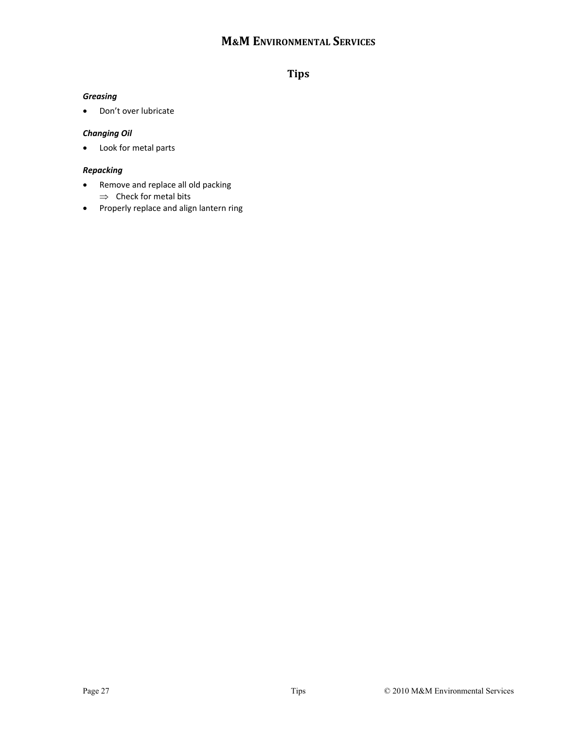# Tips

***Greasing***

- Don't over lubricate

***Changing Oil***

- Look for metal parts

***Repacking***

- Remove and replace all old packing
  - ⇒ Check for metal bits
- Properly replace and align lantern ring